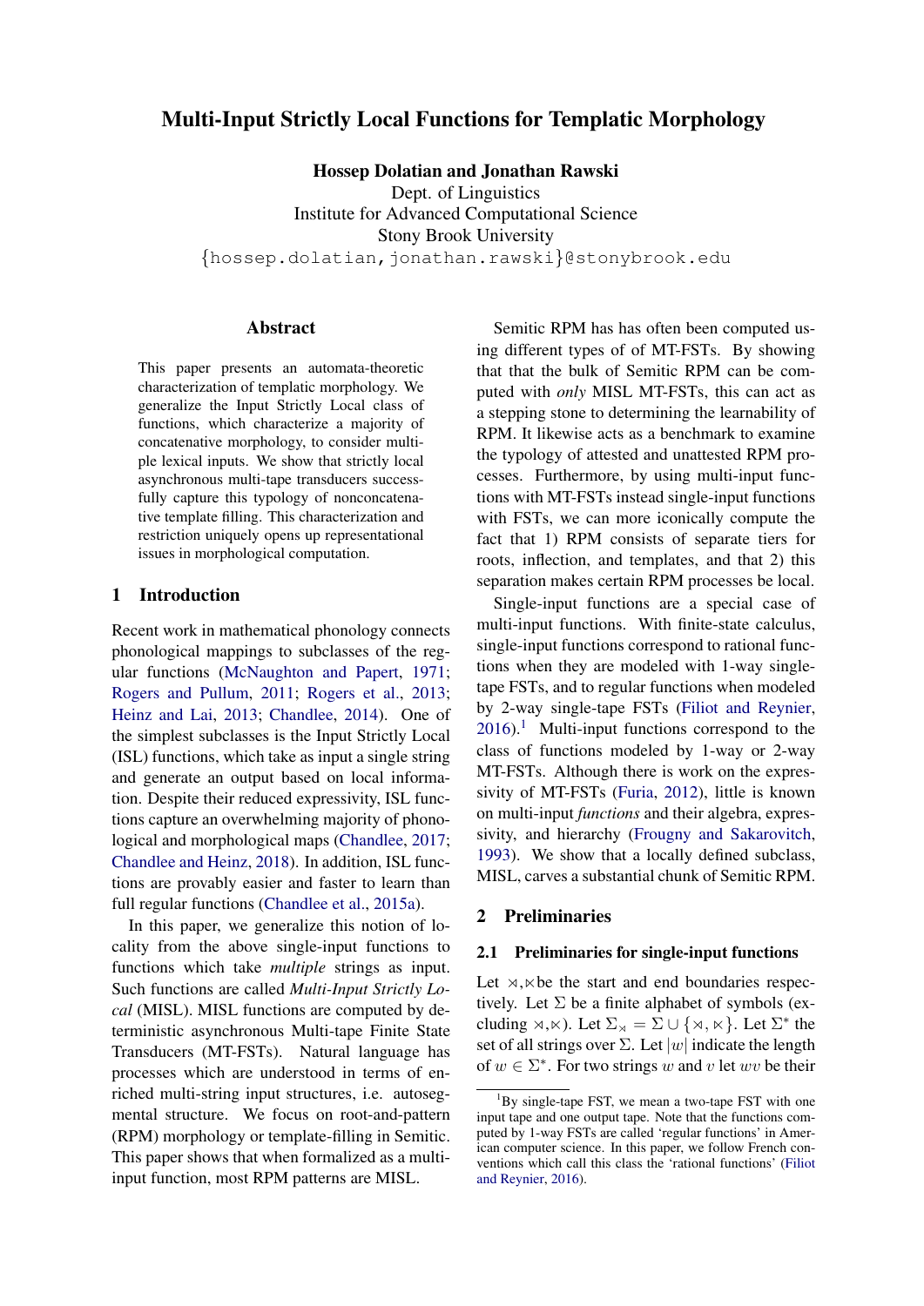# Multi-Input Strictly Local Functions for Templatic Morphology

**Hossep Dolatian and Jonathan Rawski**
Dept. of Linguistics
Institute for Advanced Computational Science
Stony Brook University
{hossep.dolatian,jonathan.rawski}@stonybrook.edu

## Abstract

This paper presents an automata-theoretic characterization of templatic morphology. We generalize the Input Strictly Local class of functions, which characterize a majority of concatenative morphology, to consider multiple lexical inputs. We show that strictly local asynchronous multi-tape transducers successfully capture this typology of nonconcatenative template filling. This characterization and restriction uniquely opens up representational issues in morphological computation.

## 1 Introduction

Recent work in mathematical phonology connects phonological mappings to subclasses of the regular functions (McNaughton and Papert, 1971; Rogers and Pullum, 2011; Rogers et al., 2013; Heinz and Lai, 2013; Chandlee, 2014). One of the simplest subclasses is the Input Strictly Local (ISL) functions, which take as input a single string and generate an output based on local information. Despite their reduced expressivity, ISL functions capture an overwhelming majority of phonological and morphological maps (Chandlee, 2017; Chandlee and Heinz, 2018). In addition, ISL functions are provably easier and faster to learn than full regular functions (Chandlee et al., 2015a).

In this paper, we generalize this notion of locality from the above single-input functions to functions which take *multiple* strings as input. Such functions are called *Multi-Input Strictly Local* (MISL). MISL functions are computed by deterministic asynchronous Multi-tape Finite State Transducers (MT-FSTs). Natural language has processes which are understood in terms of enriched multi-string input structures, i.e. autosegmental structure. We focus on root-and-pattern (RPM) morphology or template-filling in Semitic. This paper shows that when formalized as a multi-input function, most RPM patterns are MISL.

Semitic RPM has has often been computed using different types of of MT-FSTs. By showing that that the bulk of Semitic RPM can be computed with *only* MISL MT-FSTs, this can act as a stepping stone to determining the learnability of RPM. It likewise acts as a benchmark to examine the typology of attested and unattested RPM processes. Furthermore, by using multi-input functions with MT-FSTs instead single-input functions with FSTs, we can more iconically compute the fact that 1) RPM consists of separate tiers for roots, inflection, and templates, and that 2) this separation makes certain RPM processes be local.

Single-input functions are a special case of multi-input functions. With finite-state calculus, single-input functions correspond to rational functions when they are modeled with 1-way single-tape FSTs, and to regular functions when modeled by 2-way single-tape FSTs (Filiot and Reynier, 2016).[1] Multi-input functions correspond to the class of functions modeled by 1-way or 2-way MT-FSTs. Although there is work on the expressivity of MT-FSTs (Furia, 2012), little is known on multi-input *functions* and their algebra, expressivity, and hierarchy (Frougny and Sakarovitch, 1993). We show that a locally defined subclass, MISL, carves a substantial chunk of Semitic RPM.

## 2 Preliminaries

### 2.1 Preliminaries for single-input functions

Let $\rtimes,\ltimes$ be the start and end boundaries respectively. Let $\Sigma$ be a finite alphabet of symbols (excluding $\rtimes,\ltimes$). Let $\Sigma_{\rtimes} = \Sigma \cup \{\rtimes, \ltimes\}$. Let $\Sigma^*$ the set of all strings over $\Sigma$. Let $|w|$ indicate the length of $w \in \Sigma^*$. For two strings $w$ and $v$ let $wv$ be their

[1] By single-tape FST, we mean a two-tape FST with one input tape and one output tape. Note that the functions computed by 1-way FSTs are called 'regular functions' in American computer science. In this paper, we follow French conventions which call this class the 'rational functions' (Filiot and Reynier, 2016).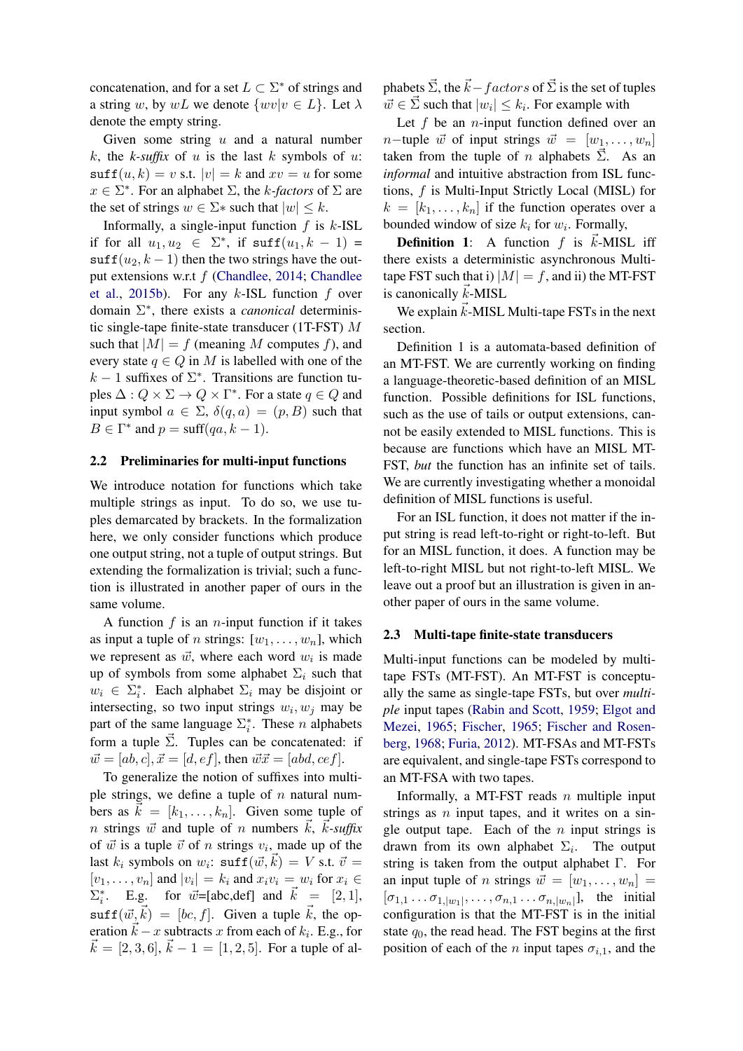concatenation, and for a set $L \subset \Sigma^*$ of strings and a string $w$, by $wL$ we denote $\{wv|v \in L\}$. Let $\lambda$ denote the empty string.

Given some string $u$ and a natural number $k$, the *k-suffix* of $u$ is the last $k$ symbols of $u$: $\texttt{suff}(u, k) = v$ s.t. $|v| = k$ and $xv = u$ for some $x \in \Sigma^*$. For an alphabet $\Sigma$, the *k-factors* of $\Sigma$ are the set of strings $w \in \Sigma*$ such that $|w| \leq k$.

Informally, a single-input function $f$ is $k$-ISL if for all $u_1, u_2 \in \Sigma^*$, if $\texttt{suff}(u_1, k-1) = \texttt{suff}(u_2, k-1)$ then the two strings have the output extensions w.r.t $f$ (Chandlee, 2014; Chandlee et al., 2015b). For any $k$-ISL function $f$ over domain $\Sigma^*$, there exists a *canonical* deterministic single-tape finite-state transducer (1T-FST) $M$ such that $|M| = f$ (meaning $M$ computes $f$), and every state $q \in Q$ in $M$ is labelled with one of the $k-1$ suffixes of $\Sigma^*$. Transitions are function tuples $\Delta : Q \times \Sigma \rightarrow Q \times \Gamma^*$. For a state $q \in Q$ and input symbol $a \in \Sigma$, $\delta(q, a) = (p, B)$ such that $B \in \Gamma^*$ and $p = \text{suff}(qa, k-1)$.

### 2.2 Preliminaries for multi-input functions

We introduce notation for functions which take multiple strings as input. To do so, we use tuples demarcated by brackets. In the formalization here, we only consider functions which produce one output string, not a tuple of output strings. But extending the formalization is trivial; such a function is illustrated in another paper of ours in the same volume.

A function $f$ is an $n$-input function if it takes as input a tuple of $n$ strings: $[w_1, \ldots, w_n]$, which we represent as $\vec{w}$, where each word $w_i$ is made up of symbols from some alphabet $\Sigma_i$ such that $w_i \in \Sigma_i^*$. Each alphabet $\Sigma_i$ may be disjoint or intersecting, so two input strings $w_i, w_j$ may be part of the same language $\Sigma_i^*$. These $n$ alphabets form a tuple $\vec{\Sigma}$. Tuples can be concatenated: if $\vec{w} = [ab, c], \vec{x} = [d, ef]$, then $\vec{w}\vec{x} = [abd, cef]$.

To generalize the notion of suffixes into multiple strings, we define a tuple of $n$ natural numbers as $\vec{k} = [k_1, \ldots, k_n]$. Given some tuple of $n$ strings $\vec{w}$ and tuple of $n$ numbers $\vec{k}$, $\vec{k}$*-suffix* of $\vec{w}$ is a tuple $\vec{v}$ of $n$ strings $v_i$, made up of the last $k_i$ symbols on $w_i$: $\texttt{suff}(\vec{w}, \vec{k}) = V$ s.t. $\vec{v} = [v_1, \ldots, v_n]$ and $|v_i| = k_i$ and $x_i v_i = w_i$ for $x_i \in \Sigma_i^*$. E.g. for $\vec{w}$=[abc,def] and $\vec{k} = [2, 1]$, $\texttt{suff}(\vec{w}, \vec{k}) = [bc, f]$. Given a tuple $\vec{k}$, the operation $\vec{k} - x$ subtracts $x$ from each of $k_i$. E.g., for $\vec{k} = [2, 3, 6]$, $\vec{k} - 1 = [1, 2, 5]$. For a tuple of alphabets $\vec{\Sigma}$, the $\vec{k}-factors$ of $\vec{\Sigma}$ is the set of tuples $\vec{w} \in \vec{\Sigma}$ such that $|w_i| \leq k_i$. For example with

Let $f$ be an $n$-input function defined over an $n-$tuple $\vec{w}$ of input strings $\vec{w} = [w_1, \ldots, w_n]$ taken from the tuple of $n$ alphabets $\vec{\Sigma}$. As an *informal* and intuitive abstraction from ISL functions, $f$ is Multi-Input Strictly Local (MISL) for $k = [k_1, \ldots, k_n]$ if the function operates over a bounded window of size $k_i$ for $w_i$. Formally,

**Definition 1**: A function $f$ is $\vec{k}$-MISL iff there exists a deterministic asynchronous Multi-tape FST such that i) $|M| = f$, and ii) the MT-FST is canonically $\vec{k}$-MISL

We explain $\vec{k}$-MISL Multi-tape FSTs in the next section.

Definition 1 is a automata-based definition of an MT-FST. We are currently working on finding a language-theoretic-based definition of an MISL function. Possible definitions for ISL functions, such as the use of tails or output extensions, cannot be easily extended to MISL functions. This is because are functions which have an MISL MT-FST, *but* the function has an infinite set of tails. We are currently investigating whether a monoidal definition of MISL functions is useful.

For an ISL function, it does not matter if the input string is read left-to-right or right-to-left. But for an MISL function, it does. A function may be left-to-right MISL but not right-to-left MISL. We leave out a proof but an illustration is given in another paper of ours in the same volume.

### 2.3 Multi-tape finite-state transducers

Multi-input functions can be modeled by multi-tape FSTs (MT-FST). An MT-FST is conceptually the same as single-tape FSTs, but over *multiple* input tapes (Rabin and Scott, 1959; Elgot and Mezei, 1965; Fischer, 1965; Fischer and Rosenberg, 1968; Furia, 2012). MT-FSAs and MT-FSTs are equivalent, and single-tape FSTs correspond to an MT-FSA with two tapes.

Informally, a MT-FST reads $n$ multiple input strings as $n$ input tapes, and it writes on a single output tape. Each of the $n$ input strings is drawn from its own alphabet $\Sigma_i$. The output string is taken from the output alphabet $\Gamma$. For an input tuple of $n$ strings $\vec{w} = [w_1, \ldots, w_n] = [\sigma_{1,1} \ldots \sigma_{1,|w_1|}, \ldots, \sigma_{n,1} \ldots \sigma_{n,|w_n|}]$, the initial configuration is that the MT-FST is in the initial state $q_0$, the read head. The FST begins at the first position of each of the $n$ input tapes $\sigma_{i,1}$, and the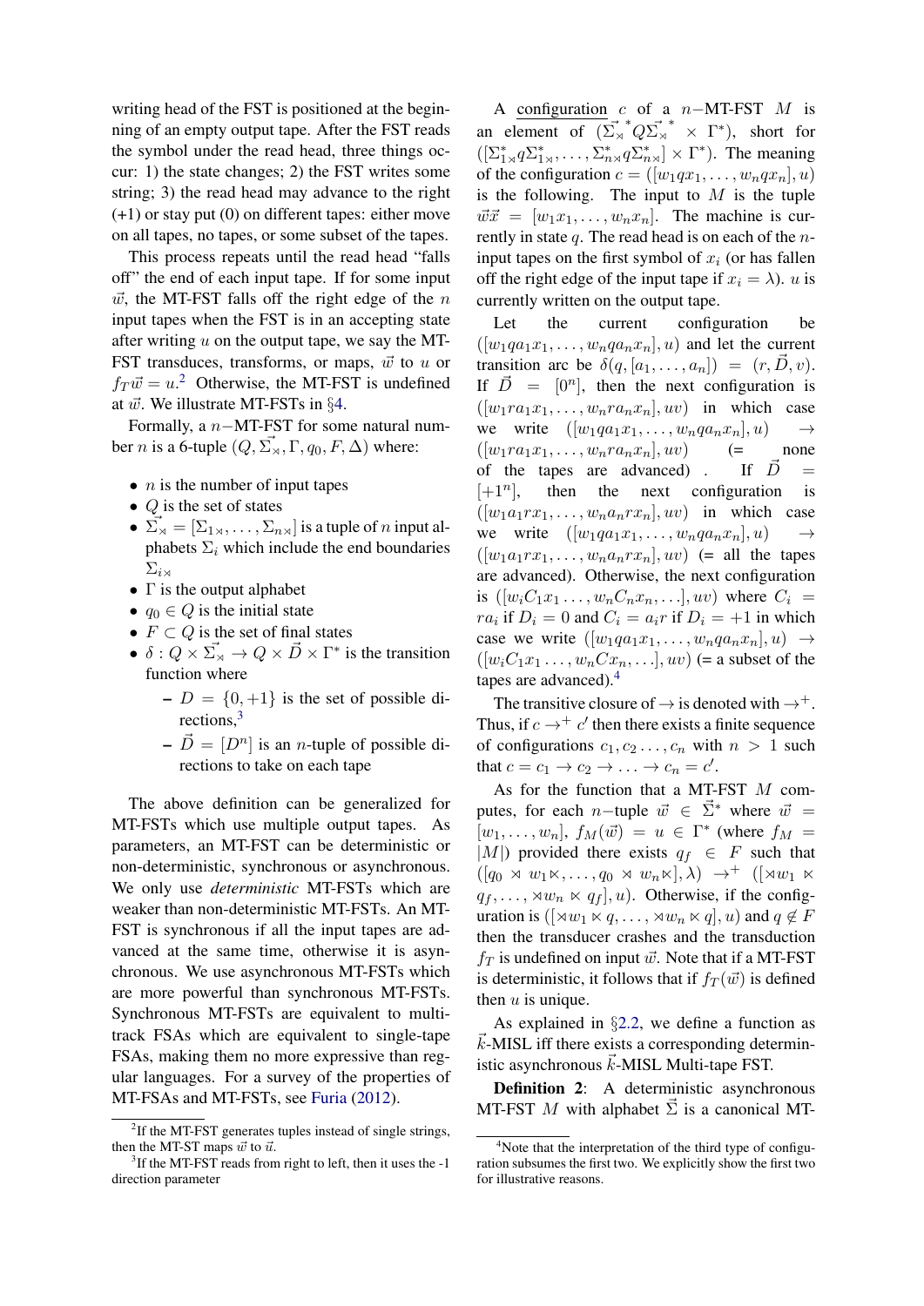writing head of the FST is positioned at the beginning of an empty output tape. After the FST reads the symbol under the read head, three things occur: 1) the state changes; 2) the FST writes some string; 3) the read head may advance to the right (+1) or stay put (0) on different tapes: either move on all tapes, no tapes, or some subset of the tapes.

This process repeats until the read head "falls off" the end of each input tape. If for some input $\vec{w}$, the MT-FST falls off the right edge of the $n$ input tapes when the FST is in an accepting state after writing $u$ on the output tape, we say the MT-FST transduces, transforms, or maps, $\vec{w}$ to $u$ or $f_T\vec{w} = u$.[2] Otherwise, the MT-FST is undefined at $\vec{w}$. We illustrate MT-FSTs in §4.

Formally, a $n-$MT-FST for some natural number $n$ is a 6-tuple $(Q, \vec{\Sigma_{\rtimes}}, \Gamma, q_0, F, \Delta)$ where:

- $n$ is the number of input tapes
- $Q$ is the set of states
- $\vec{\Sigma_{\rtimes}} = [\Sigma_{1\rtimes}, \dots, \Sigma_{n\rtimes}]$ is a tuple of $n$ input alphabets $\Sigma_i$ which include the end boundaries $\Sigma_{i\rtimes}$
- $\Gamma$ is the output alphabet
- $q_0 \in Q$ is the initial state
- $F \subset Q$ is the set of final states
- $\delta : Q \times \vec{\Sigma_{\rtimes}} \rightarrow Q \times \vec{D} \times \Gamma^*$ is the transition function where
  - $D = \{0, +1\}$ is the set of possible directions,[3]
  - $\vec{D} = [D^n]$ is an $n$-tuple of possible directions to take on each tape

The above definition can be generalized for MT-FSTs which use multiple output tapes. As parameters, an MT-FST can be deterministic or non-deterministic, synchronous or asynchronous. We only use *deterministic* MT-FSTs which are weaker than non-deterministic MT-FSTs. An MT-FST is synchronous if all the input tapes are advanced at the same time, otherwise it is asynchronous. We use asynchronous MT-FSTs which are more powerful than synchronous MT-FSTs. Synchronous MT-FSTs are equivalent to multi-track FSAs which are equivalent to single-tape FSAs, making them no more expressive than regular languages. For a survey of the properties of MT-FSAs and MT-FSTs, see Furia (2012).

A <u>configuration</u> $c$ of a $n-$MT-FST $M$ is an element of $(\vec{\Sigma_{\rtimes}}^* Q \vec{\Sigma_{\rtimes}}^* \times \Gamma^*)$, short for $([\Sigma^*_{1\rtimes} q \Sigma^*_{1\rtimes}, \dots, \Sigma^*_{n\rtimes} q \Sigma^*_{n\rtimes}] \times \Gamma^*)$. The meaning of the configuration $c = ([w_1 q x_1, \dots, w_n q x_n], u)$ is the following. The input to $M$ is the tuple $\vec{w}\vec{x} = [w_1 x_1, \dots, w_n x_n]$. The machine is currently in state $q$. The read head is on each of the $n$-input tapes on the first symbol of $x_i$ (or has fallen off the right edge of the input tape if $x_i = \lambda$). $u$ is currently written on the output tape.

Let the current configuration be $([w_1 q a_1 x_1, \dots, w_n q a_n x_n], u)$ and let the current transition arc be $\delta(q, [a_1, \dots, a_n]) = (r, \vec{D}, v)$. If $\vec{D} = [0^n]$, then the next configuration is $([w_1 r a_1 x_1, \dots, w_n r a_n x_n], uv)$ in which case we write $([w_1 q a_1 x_1, \dots, w_n q a_n x_n], u) \rightarrow ([w_1 r a_1 x_1, \dots, w_n r a_n x_n], uv)$ (= none of the tapes are advanced) . If $\vec{D} = [+1^n]$, then the next configuration is $([w_1 a_1 r x_1, \dots, w_n a_n r x_n], uv)$ in which case we write $([w_1 q a_1 x_1, \dots, w_n q a_n x_n], u) \rightarrow ([w_1 a_1 r x_1, \dots, w_n a_n r x_n], uv)$ (= all the tapes are advanced). Otherwise, the next configuration is $([w_i C_1 x_1 \dots, w_n C_n x_n, \dots], uv)$ where $C_i = r a_i$ if $D_i = 0$ and $C_i = a_i r$ if $D_i = +1$ in which case we write $([w_1 q a_1 x_1, \dots, w_n q a_n x_n], u) \rightarrow ([w_i C_1 x_1 \dots, w_n C x_n, \dots], uv)$ (= a subset of the tapes are advanced).[4]

The transitive closure of $\rightarrow$ is denoted with $\rightarrow^+$. Thus, if $c \rightarrow^+ c'$ then there exists a finite sequence of configurations $c_1, c_2 \dots, c_n$ with $n > 1$ such that $c = c_1 \rightarrow c_2 \rightarrow \dots \rightarrow c_n = c'$.

As for the function that a MT-FST $M$ computes, for each $n-$tuple $\vec{w} \in \vec{\Sigma}^*$ where $\vec{w} = [w_1, \dots, w_n]$, $f_M(\vec{w}) = u \in \Gamma^*$ (where $f_M = |M|$) provided there exists $q_f \in F$ such that $([q_0 \rtimes w_1 \ltimes, \dots, q_0 \rtimes w_n \ltimes], \lambda) \rightarrow^+ ([\rtimes w_1 \ltimes q_f, \dots, \rtimes w_n \ltimes q_f], u)$. Otherwise, if the configuration is $([\rtimes w_1 \ltimes q, \dots, \rtimes w_n \ltimes q], u)$ and $q \notin F$ then the transducer crashes and the transduction $f_T$ is undefined on input $\vec{w}$. Note that if a MT-FST is deterministic, it follows that if $f_T(\vec{w})$ is defined then $u$ is unique.

As explained in §2.2, we define a function as $\vec{k}$-MISL iff there exists a corresponding deterministic asynchronous $\vec{k}$-MISL Multi-tape FST.

**Definition 2**: A deterministic asynchronous MT-FST $M$ with alphabet $\vec{\Sigma}$ is a canonical MT-

---

[2] If the MT-FST generates tuples instead of single strings, then the MT-ST maps $\vec{w}$ to $\vec{u}$.

[3] If the MT-FST reads from right to left, then it uses the -1 direction parameter

[4] Note that the interpretation of the third type of configuration subsumes the first two. We explicitly show the first two for illustrative reasons.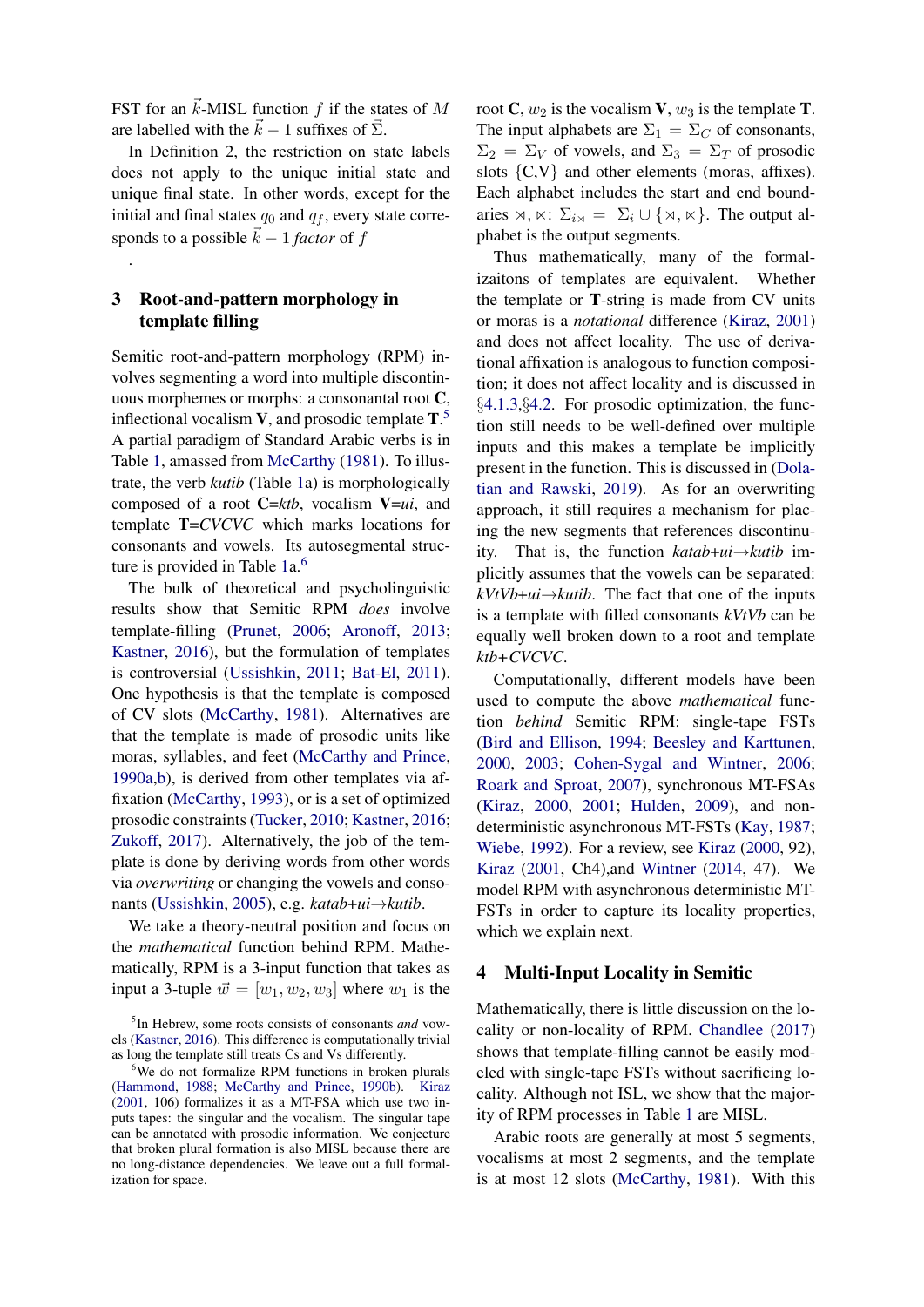FST for an $\vec{k}$-MISL function $f$ if the states of $M$ are labelled with the $\vec{k}-1$ suffixes of $\vec{\Sigma}$.

In Definition 2, the restriction on state labels does not apply to the unique initial state and unique final state. In other words, except for the initial and final states $q_0$ and $q_f$, every state corresponds to a possible $\vec{k}-1$ *factor* of $f$

.

## 3 Root-and-pattern morphology in template filling

Semitic root-and-pattern morphology (RPM) involves segmenting a word into multiple discontinuous morphemes or morphs: a consonantal root **C**, inflectional vocalism **V**, and prosodic template **T**.[5] A partial paradigm of Standard Arabic verbs is in Table 1, amassed from McCarthy (1981). To illustrate, the verb *kutib* (Table 1a) is morphologically composed of a root **C**=*ktb*, vocalism **V**=*ui*, and template **T**=*CVCVC* which marks locations for consonants and vowels. Its autosegmental structure is provided in Table 1a.[6]

The bulk of theoretical and psycholinguistic results show that Semitic RPM *does* involve template-filling (Prunet, 2006; Aronoff, 2013; Kastner, 2016), but the formulation of templates is controversial (Ussishkin, 2011; Bat-El, 2011). One hypothesis is that the template is composed of CV slots (McCarthy, 1981). Alternatives are that the template is made of prosodic units like moras, syllables, and feet (McCarthy and Prince, 1990a,b), is derived from other templates via affixation (McCarthy, 1993), or is a set of optimized prosodic constraints (Tucker, 2010; Kastner, 2016; Zukoff, 2017). Alternatively, the job of the template is done by deriving words from other words via *overwriting* or changing the vowels and consonants (Ussishkin, 2005), e.g. *katab+ui→kutib*.

We take a theory-neutral position and focus on the *mathematical* function behind RPM. Mathematically, RPM is a 3-input function that takes as input a 3-tuple $\vec{w} = [w_1, w_2, w_3]$ where $w_1$ is the root **C**, $w_2$ is the vocalism **V**, $w_3$ is the template **T**. The input alphabets are $\Sigma_1 = \Sigma_C$ of consonants, $\Sigma_2 = \Sigma_V$ of vowels, and $\Sigma_3 = \Sigma_T$ of prosodic slots {C,V} and other elements (moras, affixes). Each alphabet includes the start and end boundaries $\rtimes, \ltimes$: $\Sigma_{i\rtimes} = \Sigma_i \cup \{\rtimes, \ltimes\}$. The output alphabet is the output segments.

Thus mathematically, many of the formalizaitons of templates are equivalent. Whether the template or **T**-string is made from CV units or moras is a *notational* difference (Kiraz, 2001) and does not affect locality. The use of derivational affixation is analogous to function composition; it does not affect locality and is discussed in §4.1.3,§4.2. For prosodic optimization, the function still needs to be well-defined over multiple inputs and this makes a template be implicitly present in the function. This is discussed in (Dolatian and Rawski, 2019). As for an overwriting approach, it still requires a mechanism for placing the new segments that references discontinuity. That is, the function *katab+ui→kutib* implicitly assumes that the vowels can be separated: *kVtVb+ui→kutib*. The fact that one of the inputs is a template with filled consonants *kVtVb* can be equally well broken down to a root and template *ktb+CVCVC*.

Computationally, different models have been used to compute the above *mathematical* function *behind* Semitic RPM: single-tape FSTs (Bird and Ellison, 1994; Beesley and Karttunen, 2000, 2003; Cohen-Sygal and Wintner, 2006; Roark and Sproat, 2007), synchronous MT-FSAs (Kiraz, 2000, 2001; Hulden, 2009), and non-deterministic asynchronous MT-FSTs (Kay, 1987; Wiebe, 1992). For a review, see Kiraz (2000, 92), Kiraz (2001, Ch4),and Wintner (2014, 47). We model RPM with asynchronous deterministic MT-FSTs in order to capture its locality properties, which we explain next.

## 4 Multi-Input Locality in Semitic

Mathematically, there is little discussion on the locality or non-locality of RPM. Chandlee (2017) shows that template-filling cannot be easily modeled with single-tape FSTs without sacrificing locality. Although not ISL, we show that the majority of RPM processes in Table 1 are MISL.

Arabic roots are generally at most 5 segments, vocalisms at most 2 segments, and the template is at most 12 slots (McCarthy, 1981). With this

[5] In Hebrew, some roots consists of consonants *and* vowels (Kastner, 2016). This difference is computationally trivial as long the template still treats Cs and Vs differently.

[6] We do not formalize RPM functions in broken plurals (Hammond, 1988; McCarthy and Prince, 1990b). Kiraz (2001, 106) formalizes it as a MT-FSA which use two inputs tapes: the singular and the vocalism. The singular tape can be annotated with prosodic information. We conjecture that broken plural formation is also MISL because there are no long-distance dependencies. We leave out a full formalization for space.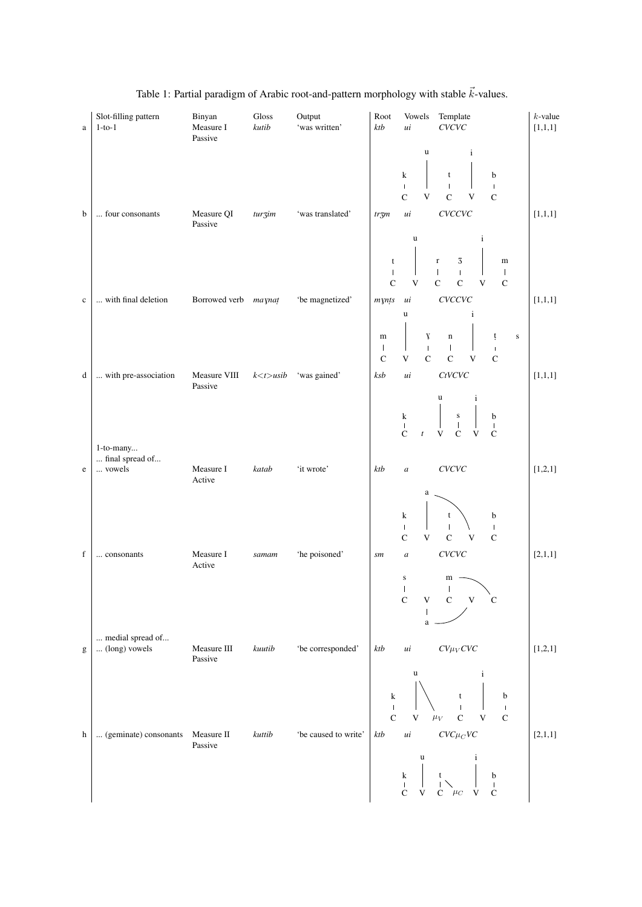Table 1: Partial paradigm of Arabic root-and-pattern morphology with stable $\vec{k}$-values.

| | Slot-filling pattern | Binyan | Gloss | Output | Root | Vowels | Template | $k$-value |
|---|---|---|---|---|---|---|---|---|
| a | 1-to-1 | Measure I Passive | *kutib* | 'was written' | *ktb* | *ui* | *CVCVC* | [1,1,1] |
| b | ... four consonants | Measure QI Passive | *turʒim* | 'was translated' | *trʒm* | *ui* | *CVCCVC* | [1,1,1] |
| c | ... with final deletion | Borrowed verb | *maɣnaṭ* | 'be magnetized' | *mɣnṭs* | *ui* | *CVCCVC* | [1,1,1] |
| d | ... with pre-association | Measure VIII Passive | *k<t>usib* | 'was gained' | *ksb* | *ui* | *CtVCVC* | [1,1,1] |
| | 1-to-many... ... final spread of... | | | | | | | |
| e | ... vowels | Measure I Active | *katab* | 'it wrote' | *ktb* | *a* | *CVCVC* | [1,2,1] |
| f | ... consonants | Measure I Active | *samam* | 'he poisoned' | *sm* | *a* | *CVCVC* | [2,1,1] |
| | ... medial spread of... | | | | | | | |
| g | ... (long) vowels | Measure III Passive | *kuutib* | 'be corresponded' | *ktb* | *ui* | $CV\mu_V CVC$ | [1,2,1] |
| h | ... (geminate) consonants | Measure II Passive | *kuttib* | 'be caused to write' | *ktb* | *ui* | $CVC\mu_C VC$ | [2,1,1] |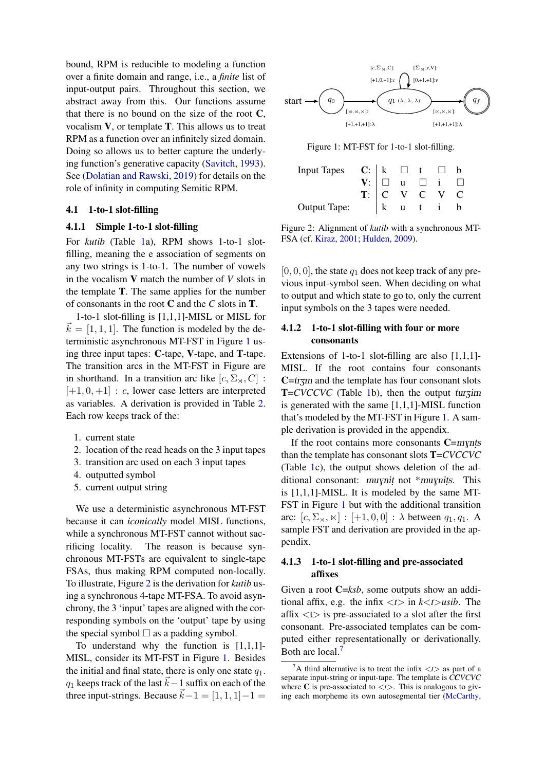bound, RPM is reducible to modeling a function over a finite domain and range, i.e., a *finite* list of input-output pairs. Throughout this section, we abstract away from this. Our functions assume that there is no bound on the size of the root **C**, vocalism **V**, or template **T**. This allows us to treat RPM as a function over an infinitely sized domain. Doing so allows us to better capture the underlying function's generative capacity (Savitch, 1993). See (Dolatian and Rawski, 2019) for details on the role of infinity in computing Semitic RPM.

### 4.1 1-to-1 slot-filling

#### 4.1.1 Simple 1-to-1 slot-filling

For *kutib* (Table 1a), RPM shows 1-to-1 slot-filling, meaning the e association of segments on any two strings is 1-to-1. The number of vowels in the vocalism **V** match the number of *V* slots in the template **T**. The same applies for the number of consonants in the root **C** and the *C* slots in **T**.

1-to-1 slot-filling is [1,1,1]-MISL or MISL for $\vec{k} = [1, 1, 1]$. The function is modeled by the deterministic asynchronous MT-FST in Figure 1 using three input tapes: **C**-tape, **V**-tape, and **T**-tape. The transition arcs in the MT-FST in Figure are in shorthand. In a transition arc like $[c, \Sigma_{\rtimes}, C] : [+1, 0, +1] : c$, lower case letters are interpreted as variables. A derivation is provided in Table 2. Each row keeps track of the:

1. current state
2. location of the read heads on the 3 input tapes
3. transition arc used on each 3 input tapes
4. outputted symbol
5. current output string

We use a deterministic asynchronous MT-FST because it can *iconically* model MISL functions, while a synchronous MT-FST cannot without sacrificing locality. The reason is because synchronous MT-FSTs are equivalent to single-tape FSAs, thus making RPM computed non-locally. To illustrate, Figure 2 is the derivation for *kutib* using a synchronous 4-tape MT-FSA. To avoid asynchrony, the 3 'input' tapes are aligned with the corresponding symbols on the 'output' tape by using the special symbol □ as a padding symbol.

To understand why the function is [1,1,1]-MISL, consider its MT-FST in Figure 1. Besides the initial and final state, there is only one state $q_1$. $q_1$ keeps track of the last $\vec{k}-1$ suffix on each of the three input-strings. Because $\vec{k}-1 = [1, 1, 1]-1 = [0, 0, 0]$, the state $q_1$ does not keep track of any previous input-symbol seen. When deciding on what to output and which state to go to, only the current input symbols on the 3 tapes were needed.

Figure 1: MT-FST for 1-to-1 slot-filling.

| | | | | | | |
|---|---|---|---|---|---|---|
| Input Tapes | **C**: | k | □ | t | □ | b |
| | **V**: | □ | u | □ | i | □ |
| | **T**: | C | V | C | V | C |
| Output Tape: | | k | u | t | i | b |

Figure 2: Alignment of *kutib* with a synchronous MT-FSA (cf. Kiraz, 2001; Hulden, 2009).

#### 4.1.2 1-to-1 slot-filling with four or more consonants

Extensions of 1-to-1 slot-filling are also [1,1,1]-MISL. If the root contains four consonants **C**=*trʒm* and the template has four consonant slots **T**=*CVCCVC* (Table 1b), then the output *turʒim* is generated with the same [1,1,1]-MISL function that's modeled by the MT-FST in Figure 1. A sample derivation is provided in the appendix.

If the root contains more consonants **C**=*mɣnṭs* than the template has consonant slots **T**=*CVCCVC* (Table 1c), the output shows deletion of the additional consonant: *muɣniṭ* not \**muɣniṭs*. This is [1,1,1]-MISL. It is modeled by the same MT-FST in Figure 1 but with the additional transition arc: $[c, \Sigma_{\rtimes}, \ltimes] : [+1, 0, 0] : \lambda$ between $q_1, q_1$. A sample FST and derivation are provided in the appendix.

#### 4.1.3 1-to-1 slot-filling and pre-associated affixes

Given a root **C**=*ksb*, some outputs show an additional affix, e.g. the infix *<t>* in *k<t>usib*. The affix <t> is pre-associated to a slot after the first consonant. Pre-associated templates can be computed either representationally or derivationally. Both are local.[7]

[7]A third alternative is to treat the infix *<t>* as part of a separate input-string or input-tape. The template is *CCVCVC* where **C** is pre-associated to *<t>*. This is analogous to giving each morpheme its own autosegmental tier (McCarthy,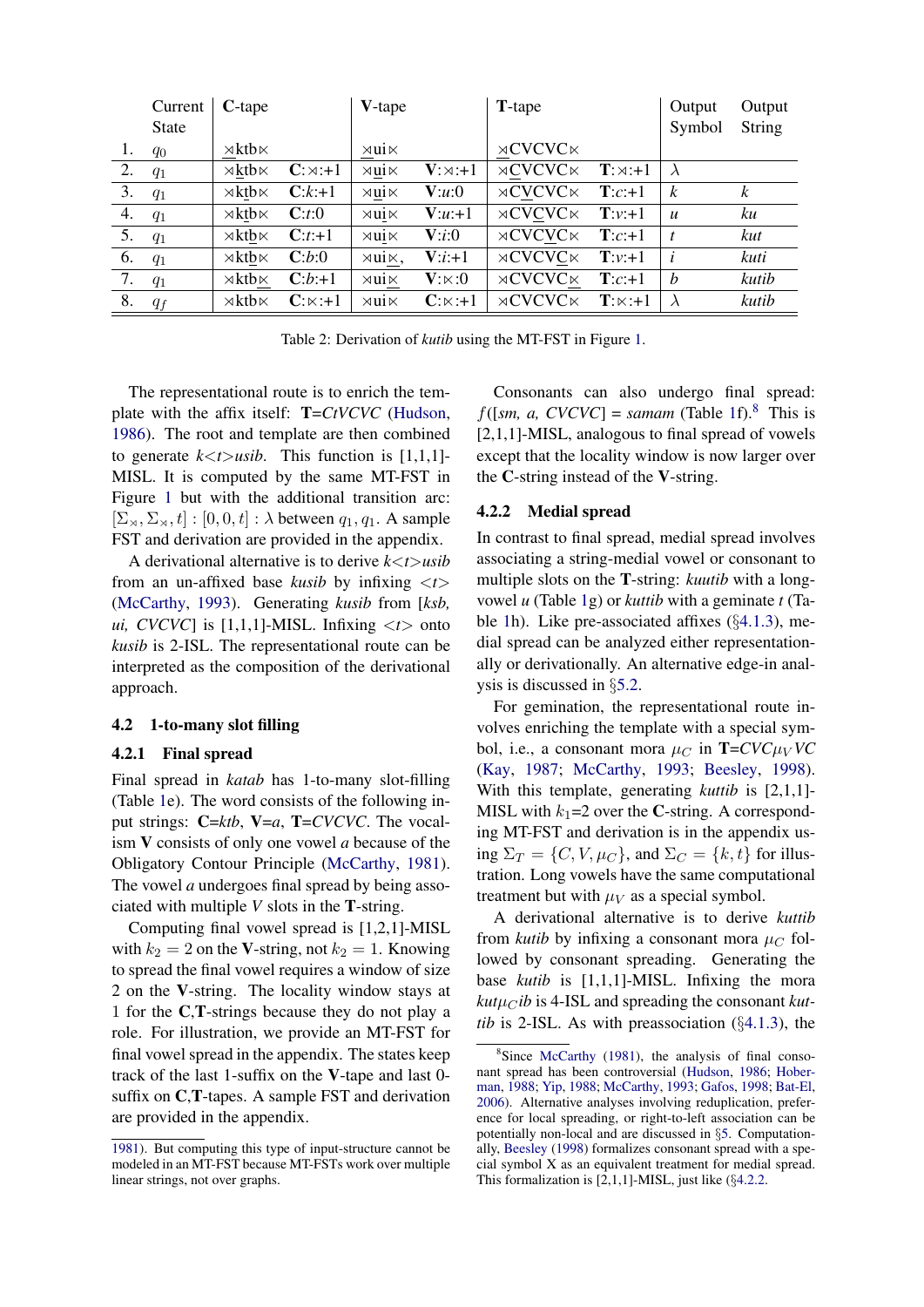|  | Current State | C-tape |  | V-tape |  | T-tape |  | Output Symbol | Output String |
|---|---|---|---|---|---|---|---|---|---|
| 1. | $q_0$ | ⋊ktb⋉ |  | ⋊ui⋉ |  | ⋊CVCVC⋉ |  |  |  |
| 2. | $q_1$ | ⋊ktb⋉ | **C**:⋊:+1 | ⋊ui⋉ | **V**:⋊:+1 | ⋊CVCVC⋉ | **T**:⋊:+1 | $\lambda$ |  |
| 3. | $q_1$ | ⋊ktb⋉ | **C**:*k*:+1 | ⋊ui⋉ | **V**:*u*:0 | ⋊CVCVC⋉ | **T**:*c*:+1 | *k* | *k* |
| 4. | $q_1$ | ⋊ktb⋉ | **C**:*t*:0 | ⋊ui⋉ | **V**:*u*:+1 | ⋊CVCVC⋉ | **T**:*v*:+1 | *u* | *ku* |
| 5. | $q_1$ | ⋊ktb⋉ | **C**:*t*:+1 | ⋊ui⋉ | **V**:*i*:0 | ⋊CVCVC⋉ | **T**:*c*:+1 | *t* | *kut* |
| 6. | $q_1$ | ⋊ktb⋉ | **C**:*b*:0 | ⋊ui⋉, | **V**:*i*:+1 | ⋊CVCVC⋉ | **T**:*v*:+1 | *i* | *kuti* |
| 7. | $q_1$ | ⋊ktb⋉ | **C**:*b*:+1 | ⋊ui⋉ | **V**:⋉:0 | ⋊CVCVC⋉ | **T**:*c*:+1 | *b* | *kutib* |
| 8. | $q_f$ | ⋊ktb⋉ | **C**:⋉:+1 | ⋊ui⋉ | **C**:⋉:+1 | ⋊CVCVC⋉ | **T**:⋉:+1 | $\lambda$ | *kutib* |

Table 2: Derivation of *kutib* using the MT-FST in Figure 1.

The representational route is to enrich the template with the affix itself: **T**=*CtVCVC* (Hudson, 1986). The root and template are then combined to generate *k<t>usib*. This function is [1,1,1]-MISL. It is computed by the same MT-FST in Figure 1 but with the additional transition arc: $[\Sigma_{\rtimes}, \Sigma_{\times}, t] : [0, 0, t] : \lambda$ between $q_1, q_1$. A sample FST and derivation are provided in the appendix.

A derivational alternative is to derive *k<t>usib* from an un-affixed base *kusib* by infixing *<t>* (McCarthy, 1993). Generating *kusib* from [*ksb, ui, CVCVC*] is [1,1,1]-MISL. Infixing *<t>* onto *kusib* is 2-ISL. The representational route can be interpreted as the composition of the derivational approach.

## 4.2 1-to-many slot filling

### 4.2.1 Final spread

Final spread in *katab* has 1-to-many slot-filling (Table 1e). The word consists of the following input strings: **C**=*ktb*, **V**=*a*, **T**=*CVCVC*. The vocalism **V** consists of only one vowel *a* because of the Obligatory Contour Principle (McCarthy, 1981). The vowel *a* undergoes final spread by being associated with multiple *V* slots in the **T**-string.

Computing final vowel spread is [1,2,1]-MISL with $k_2 = 2$ on the **V**-string, not $k_2 = 1$. Knowing to spread the final vowel requires a window of size 2 on the **V**-string. The locality window stays at 1 for the **C**,**T**-strings because they do not play a role. For illustration, we provide an MT-FST for final vowel spread in the appendix. The states keep track of the last 1-suffix on the **V**-tape and last 0-suffix on **C**,**T**-tapes. A sample FST and derivation are provided in the appendix.

1981). But computing this type of input-structure cannot be modeled in an MT-FST because MT-FSTs work over multiple linear strings, not over graphs.

Consonants can also undergo final spread: $f$([*sm, a, CVCVC*] = *samam* (Table 1f).[8] This is [2,1,1]-MISL, analogous to final spread of vowels except that the locality window is now larger over the **C**-string instead of the **V**-string.

### 4.2.2 Medial spread

In contrast to final spread, medial spread involves associating a string-medial vowel or consonant to multiple slots on the **T**-string: *kuutib* with a long-vowel *u* (Table 1g) or *kuttib* with a geminate *t* (Table 1h). Like pre-associated affixes (§4.1.3), medial spread can be analyzed either representationally or derivationally. An alternative edge-in analysis is discussed in §5.2.

For gemination, the representational route involves enriching the template with a special symbol, i.e., a consonant mora $\mu_C$ in **T**=$CVC\mu_V VC$ (Kay, 1987; McCarthy, 1993; Beesley, 1998). With this template, generating *kuttib* is [2,1,1]-MISL with $k_1$=2 over the **C**-string. A corresponding MT-FST and derivation is in the appendix using $\Sigma_T = \{C, V, \mu_C\}$, and $\Sigma_C = \{k, t\}$ for illustration. Long vowels have the same computational treatment but with $\mu_V$ as a special symbol.

A derivational alternative is to derive *kuttib* from *kutib* by infixing a consonant mora $\mu_C$ followed by consonant spreading. Generating the base *kutib* is [1,1,1]-MISL. Infixing the mora *kut*$\mu_C$*ib* is 4-ISL and spreading the consonant *kuttib* is 2-ISL. As with preassociation (§4.1.3), the

[8] Since McCarthy (1981), the analysis of final consonant spread has been controversial (Hudson, 1986; Hoberman, 1988; Yip, 1988; McCarthy, 1993; Gafos, 1998; Bat-El, 2006). Alternative analyses involving reduplication, preference for local spreading, or right-to-left association can be potentially non-local and are discussed in §5. Computationally, Beesley (1998) formalizes consonant spread with a special symbol X as an equivalent treatment for medial spread. This formalization is [2,1,1]-MISL, just like (§4.2.2.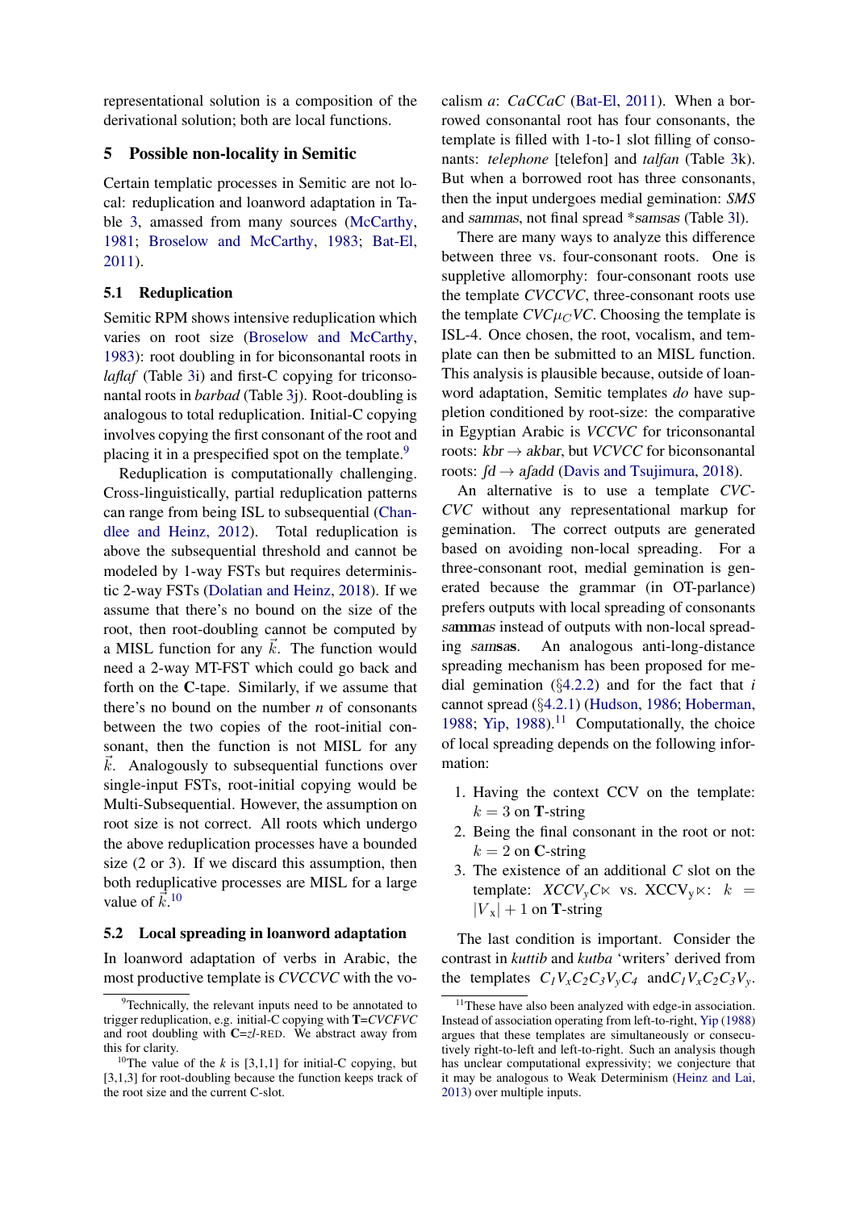representational solution is a composition of the derivational solution; both are local functions.

## 5 Possible non-locality in Semitic

Certain templatic processes in Semitic are not local: reduplication and loanword adaptation in Table 3, amassed from many sources (McCarthy, 1981; Broselow and McCarthy, 1983; Bat-El, 2011).

### 5.1 Reduplication

Semitic RPM shows intensive reduplication which varies on root size (Broselow and McCarthy, 1983): root doubling in for biconsonantal roots in *laflaf* (Table 3i) and first-C copying for triconsonantal roots in *barbad* (Table 3j). Root-doubling is analogous to total reduplication. Initial-C copying involves copying the first consonant of the root and placing it in a prespecified spot on the template.[9]

Reduplication is computationally challenging. Cross-linguistically, partial reduplication patterns can range from being ISL to subsequential (Chandlee and Heinz, 2012). Total reduplication is above the subsequential threshold and cannot be modeled by 1-way FSTs but requires deterministic 2-way FSTs (Dolatian and Heinz, 2018). If we assume that there's no bound on the size of the root, then root-doubling cannot be computed by a MISL function for any $\vec{k}$. The function would need a 2-way MT-FST which could go back and forth on the **C**-tape. Similarly, if we assume that there's no bound on the number *n* of consonants between the two copies of the root-initial consonant, then the function is not MISL for any $\vec{k}$. Analogously to subsequential functions over single-input FSTs, root-initial copying would be Multi-Subsequential. However, the assumption on root size is not correct. All roots which undergo the above reduplication processes have a bounded size (2 or 3). If we discard this assumption, then both reduplicative processes are MISL for a large value of $\vec{k}$.[10]

### 5.2 Local spreading in loanword adaptation

In loanword adaptation of verbs in Arabic, the most productive template is *CVCCVC* with the vocalism *a*: *CaCCaC* (Bat-El, 2011). When a borrowed consonantal root has four consonants, the template is filled with 1-to-1 slot filling of consonants: *telephone* [telefon] and *talfan* (Table 3k). But when a borrowed root has three consonants, then the input undergoes medial gemination: *SMS* and *sammas*, not final spread *\*samsas* (Table 3l).

There are many ways to analyze this difference between three vs. four-consonant roots. One is suppletive allomorphy: four-consonant roots use the template *CVCCVC*, three-consonant roots use the template $CVC\mu_C VC$. Choosing the template is ISL-4. Once chosen, the root, vocalism, and template can then be submitted to an MISL function. This analysis is plausible because, outside of loanword adaptation, Semitic templates *do* have suppletion conditioned by root-size: the comparative in Egyptian Arabic is *VCCVC* for triconsonantal roots: *kbr* → *akbar*, but *VCVCC* for biconsonantal roots: *fd* → *afadd* (Davis and Tsujimura, 2018).

An alternative is to use a template *CVCCVC* without any representational markup for gemination. The correct outputs are generated based on avoiding non-local spreading. For a three-consonant root, medial gemination is generated because the grammar (in OT-parlance) prefers outputs with local spreading of consonants *s**mm**as* instead of outputs with non-local spreading *sam**s**a**s***. An analogous anti-long-distance spreading mechanism has been proposed for medial gemination (§4.2.2) and for the fact that *i* cannot spread (§4.2.1) (Hudson, 1986; Hoberman, 1988; Yip, 1988).[11] Computationally, the choice of local spreading depends on the following information:

1. Having the context CCV on the template: $k = 3$ on **T**-string
2. Being the final consonant in the root or not: $k = 2$ on **C**-string
3. The existence of an additional *C* slot on the template: $XCCV_yC\ltimes$ vs. $XCCV_y\ltimes$: $k = |V_x| + 1$ on **T**-string

The last condition is important. Consider the contrast in *kuttib* and *kutba* 'writers' derived from the templates $C_1V_xC_2C_3V_yC_4$ and $C_1V_xC_2C_3V_y$.

---

[9] Technically, the relevant inputs need to be annotated to trigger reduplication, e.g. initial-C copying with **T**=*CVCFVC* and root doubling with **C**=*zl*-RED. We abstract away from this for clarity.

[10] The value of the *k* is [3,1,1] for initial-C copying, but [3,1,3] for root-doubling because the function keeps track of the root size and the current C-slot.

[11] These have also been analyzed with edge-in association. Instead of association operating from left-to-right, Yip (1988) argues that these templates are simultaneously or consecutively right-to-left and left-to-right. Such an analysis though has unclear computational expressivity; we conjecture that it may be analogous to Weak Determinism (Heinz and Lai, 2013) over multiple inputs.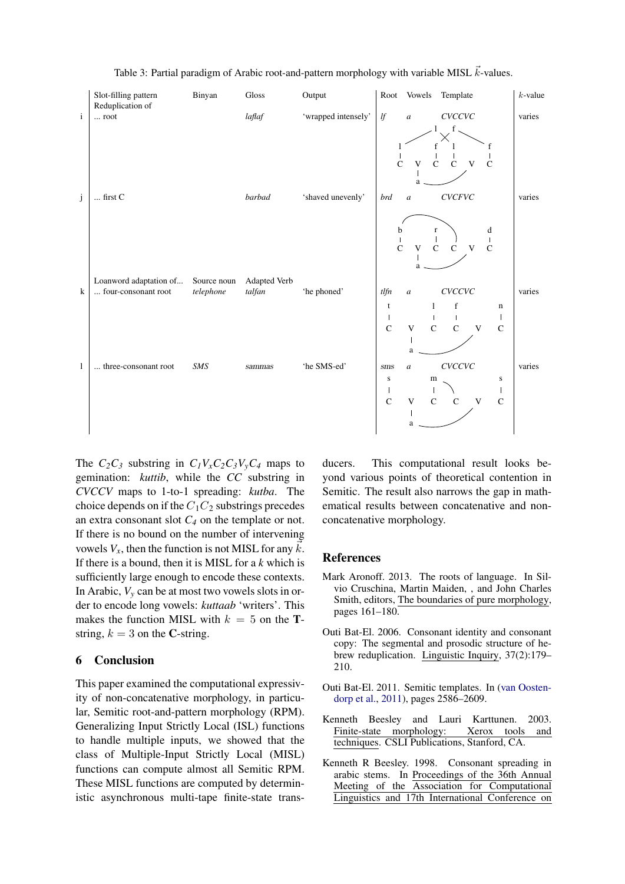Table 3: Partial paradigm of Arabic root-and-pattern morphology with variable MISL $\vec{k}$-values.

| | Slot-filling pattern | Binyan | Gloss | Output | Root | Vowels | Template | $k$-value |
|---|---|---|---|---|---|---|---|---|
| | Reduplication of | | | | | | | |
| i | ... root | | *laflaf* | 'wrapped intensely' | *lf* | *a* | *CVCCVC* | varies |
| j | ... first C | | *barbad* | 'shaved unevenly' | *brd* | *a* | *CVCFVC* | varies |
| | Loanword adaptation of... | Source noun | Adapted Verb | | | | | |
| k | ... four-consonant root | *telephone* | *talfan* | 'he phoned' | *tlfn* | *a* | *CVCCVC* | varies |
| l | ... three-consonant root | *SMS* | *sammas* | 'he SMS-ed' | *sms* | *a* | *CVCCVC* | varies |

The $C_2C_3$ substring in $C_1V_xC_2C_3V_yC_4$ maps to gemination: *kuttib*, while the *CC* substring in *CVCCV* maps to 1-to-1 spreading: *kutba*. The choice depends on if the $C_1C_2$ substrings precedes an extra consonant slot $C_4$ on the template or not. If there is no bound on the number of intervening vowels $V_x$, then the function is not MISL for any $\vec{k}$. If there is a bound, then it is MISL for a $k$ which is sufficiently large enough to encode these contexts. In Arabic, $V_y$ can be at most two vowels slots in order to encode long vowels: *kuttaab* 'writers'. This makes the function MISL with $k = 5$ on the **T**-string, $k = 3$ on the **C**-string.

## 6 Conclusion

This paper examined the computational expressivity of non-concatenative morphology, in particular, Semitic root-and-pattern morphology (RPM). Generalizing Input Strictly Local (ISL) functions to handle multiple inputs, we showed that the class of Multiple-Input Strictly Local (MISL) functions can compute almost all Semitic RPM. These MISL functions are computed by deterministic asynchronous multi-tape finite-state transducers. This computational result looks beyond various points of theoretical contention in Semitic. The result also narrows the gap in mathematical results between concatenative and non-concatenative morphology.

## References

Mark Aronoff. 2013. The roots of language. In Silvio Cruschina, Martin Maiden, , and John Charles Smith, editors, The boundaries of pure morphology, pages 161–180.

Outi Bat-El. 2006. Consonant identity and consonant copy: The segmental and prosodic structure of hebrew reduplication. Linguistic Inquiry, 37(2):179–210.

Outi Bat-El. 2011. Semitic templates. In (van Oostendorp et al., 2011), pages 2586–2609.

Kenneth Beesley and Lauri Karttunen. 2003. Finite-state morphology: Xerox tools and techniques. CSLI Publications, Stanford, CA.

Kenneth R Beesley. 1998. Consonant spreading in arabic stems. In Proceedings of the 36th Annual Meeting of the Association for Computational Linguistics and 17th International Conference on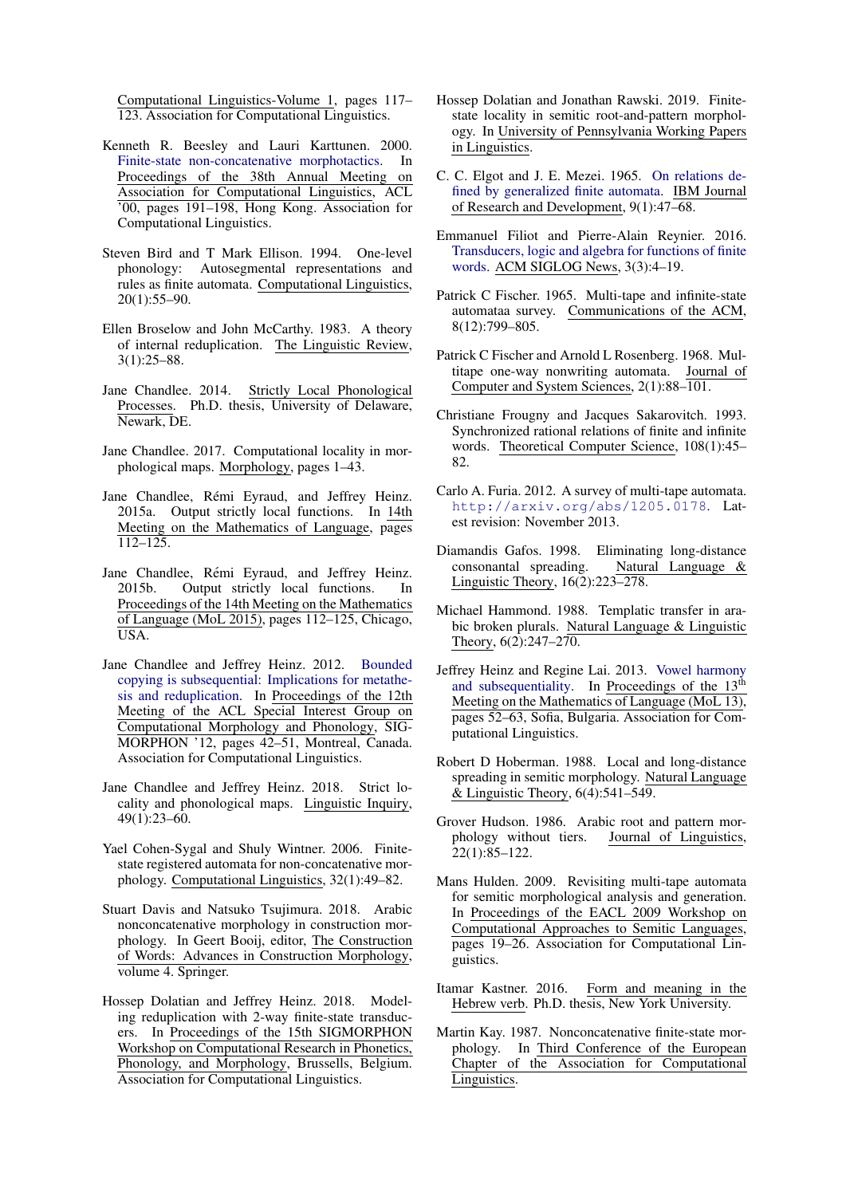Computational Linguistics-Volume 1, pages 117–123. Association for Computational Linguistics.

Kenneth R. Beesley and Lauri Karttunen. 2000. Finite-state non-concatenative morphotactics. In Proceedings of the 38th Annual Meeting on Association for Computational Linguistics, ACL '00, pages 191–198, Hong Kong. Association for Computational Linguistics.

Steven Bird and T Mark Ellison. 1994. One-level phonology: Autosegmental representations and rules as finite automata. Computational Linguistics, 20(1):55–90.

Ellen Broselow and John McCarthy. 1983. A theory of internal reduplication. The Linguistic Review, 3(1):25–88.

Jane Chandlee. 2014. Strictly Local Phonological Processes. Ph.D. thesis, University of Delaware, Newark, DE.

Jane Chandlee. 2017. Computational locality in morphological maps. Morphology, pages 1–43.

Jane Chandlee, Rémi Eyraud, and Jeffrey Heinz. 2015a. Output strictly local functions. In 14th Meeting on the Mathematics of Language, pages 112–125.

Jane Chandlee, Rémi Eyraud, and Jeffrey Heinz. 2015b. Output strictly local functions. In Proceedings of the 14th Meeting on the Mathematics of Language (MoL 2015), pages 112–125, Chicago, USA.

Jane Chandlee and Jeffrey Heinz. 2012. Bounded copying is subsequential: Implications for metathesis and reduplication. In Proceedings of the 12th Meeting of the ACL Special Interest Group on Computational Morphology and Phonology, SIGMORPHON '12, pages 42–51, Montreal, Canada. Association for Computational Linguistics.

Jane Chandlee and Jeffrey Heinz. 2018. Strict locality and phonological maps. Linguistic Inquiry, 49(1):23–60.

Yael Cohen-Sygal and Shuly Wintner. 2006. Finite-state registered automata for non-concatenative morphology. Computational Linguistics, 32(1):49–82.

Stuart Davis and Natsuko Tsujimura. 2018. Arabic nonconcatenative morphology in construction morphology. In Geert Booij, editor, The Construction of Words: Advances in Construction Morphology, volume 4. Springer.

Hossep Dolatian and Jeffrey Heinz. 2018. Modeling reduplication with 2-way finite-state transducers. In Proceedings of the 15th SIGMORPHON Workshop on Computational Research in Phonetics, Phonology, and Morphology, Brussells, Belgium. Association for Computational Linguistics.

Hossep Dolatian and Jonathan Rawski. 2019. Finite-state locality in semitic root-and-pattern morphology. In University of Pennsylvania Working Papers in Linguistics.

C. C. Elgot and J. E. Mezei. 1965. On relations defined by generalized finite automata. IBM Journal of Research and Development, 9(1):47–68.

Emmanuel Filiot and Pierre-Alain Reynier. 2016. Transducers, logic and algebra for functions of finite words. ACM SIGLOG News, 3(3):4–19.

Patrick C Fischer. 1965. Multi-tape and infinite-state automataa survey. Communications of the ACM, 8(12):799–805.

Patrick C Fischer and Arnold L Rosenberg. 1968. Multitape one-way nonwriting automata. Journal of Computer and System Sciences, 2(1):88–101.

Christiane Frougny and Jacques Sakarovitch. 1993. Synchronized rational relations of finite and infinite words. Theoretical Computer Science, 108(1):45–82.

Carlo A. Furia. 2012. A survey of multi-tape automata. http://arxiv.org/abs/1205.0178. Latest revision: November 2013.

Diamandis Gafos. 1998. Eliminating long-distance consonantal spreading. Natural Language & Linguistic Theory, 16(2):223–278.

Michael Hammond. 1988. Templatic transfer in arabic broken plurals. Natural Language & Linguistic Theory, 6(2):247–270.

Jeffrey Heinz and Regine Lai. 2013. Vowel harmony and subsequentiality. In Proceedings of the 13th Meeting on the Mathematics of Language (MoL 13), pages 52–63, Sofia, Bulgaria. Association for Computational Linguistics.

Robert D Hoberman. 1988. Local and long-distance spreading in semitic morphology. Natural Language & Linguistic Theory, 6(4):541–549.

Grover Hudson. 1986. Arabic root and pattern morphology without tiers. Journal of Linguistics, 22(1):85–122.

Mans Hulden. 2009. Revisiting multi-tape automata for semitic morphological analysis and generation. In Proceedings of the EACL 2009 Workshop on Computational Approaches to Semitic Languages, pages 19–26. Association for Computational Linguistics.

Itamar Kastner. 2016. Form and meaning in the Hebrew verb. Ph.D. thesis, New York University.

Martin Kay. 1987. Nonconcatenative finite-state morphology. In Third Conference of the European Chapter of the Association for Computational Linguistics.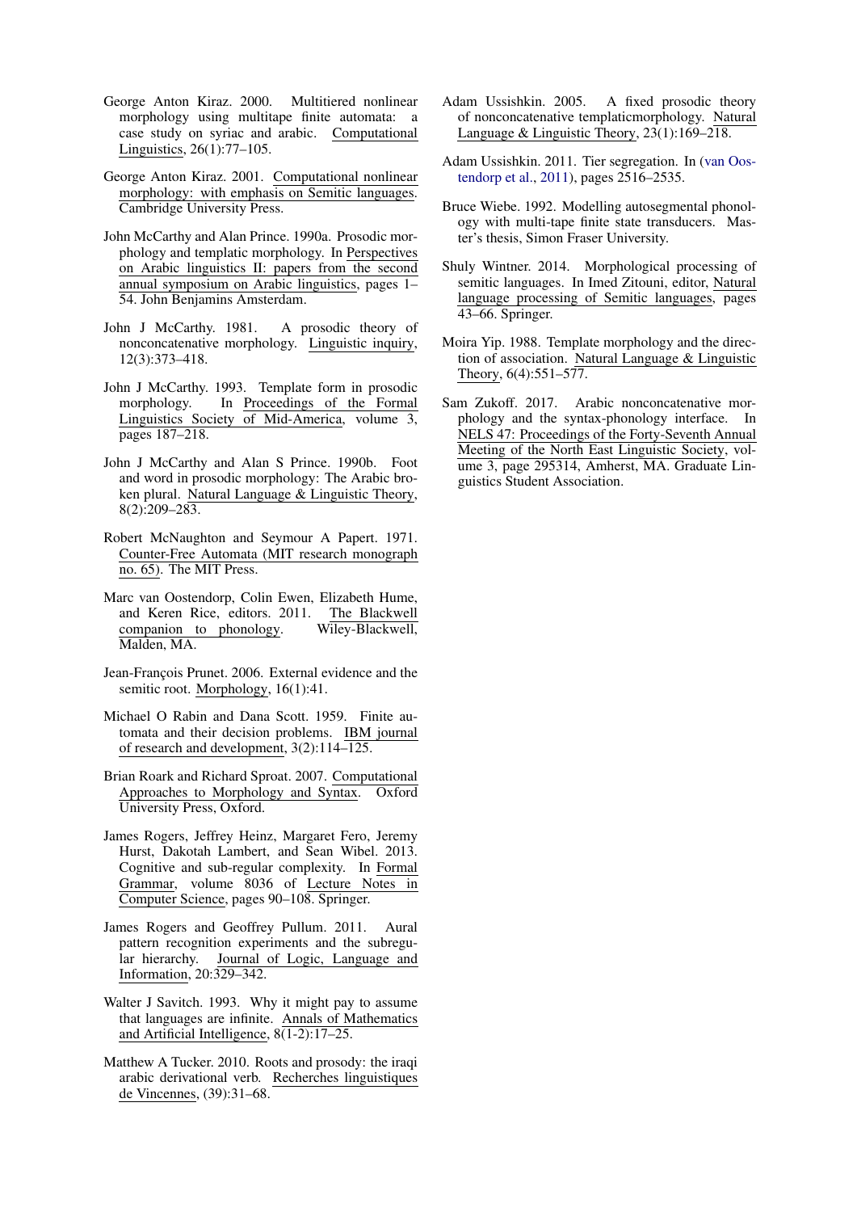George Anton Kiraz. 2000. Multitiered nonlinear morphology using multitape finite automata: a case study on syriac and arabic. Computational Linguistics, 26(1):77–105.

George Anton Kiraz. 2001. Computational nonlinear morphology: with emphasis on Semitic languages. Cambridge University Press.

John McCarthy and Alan Prince. 1990a. Prosodic morphology and templatic morphology. In Perspectives on Arabic linguistics II: papers from the second annual symposium on Arabic linguistics, pages 1–54. John Benjamins Amsterdam.

John J McCarthy. 1981. A prosodic theory of nonconcatenative morphology. Linguistic inquiry, 12(3):373–418.

John J McCarthy. 1993. Template form in prosodic morphology. In Proceedings of the Formal Linguistics Society of Mid-America, volume 3, pages 187–218.

John J McCarthy and Alan S Prince. 1990b. Foot and word in prosodic morphology: The Arabic broken plural. Natural Language & Linguistic Theory, 8(2):209–283.

Robert McNaughton and Seymour A Papert. 1971. Counter-Free Automata (MIT research monograph no. 65). The MIT Press.

Marc van Oostendorp, Colin Ewen, Elizabeth Hume, and Keren Rice, editors. 2011. The Blackwell companion to phonology. Wiley-Blackwell, Malden, MA.

Jean-François Prunet. 2006. External evidence and the semitic root. Morphology, 16(1):41.

Michael O Rabin and Dana Scott. 1959. Finite automata and their decision problems. IBM journal of research and development, 3(2):114–125.

Brian Roark and Richard Sproat. 2007. Computational Approaches to Morphology and Syntax. Oxford University Press, Oxford.

James Rogers, Jeffrey Heinz, Margaret Fero, Jeremy Hurst, Dakotah Lambert, and Sean Wibel. 2013. Cognitive and sub-regular complexity. In Formal Grammar, volume 8036 of Lecture Notes in Computer Science, pages 90–108. Springer.

James Rogers and Geoffrey Pullum. 2011. Aural pattern recognition experiments and the subregular hierarchy. Journal of Logic, Language and Information, 20:329–342.

Walter J Savitch. 1993. Why it might pay to assume that languages are infinite. Annals of Mathematics and Artificial Intelligence, 8(1-2):17–25.

Matthew A Tucker. 2010. Roots and prosody: the iraqi arabic derivational verb. Recherches linguistiques de Vincennes, (39):31–68.

Adam Ussishkin. 2005. A fixed prosodic theory of nonconcatenative templaticmorphology. Natural Language & Linguistic Theory, 23(1):169–218.

Adam Ussishkin. 2011. Tier segregation. In (van Oostendorp et al., 2011), pages 2516–2535.

Bruce Wiebe. 1992. Modelling autosegmental phonology with multi-tape finite state transducers. Master's thesis, Simon Fraser University.

Shuly Wintner. 2014. Morphological processing of semitic languages. In Imed Zitouni, editor, Natural language processing of Semitic languages, pages 43–66. Springer.

Moira Yip. 1988. Template morphology and the direction of association. Natural Language & Linguistic Theory, 6(4):551–577.

Sam Zukoff. 2017. Arabic nonconcatenative morphology and the syntax-phonology interface. In NELS 47: Proceedings of the Forty-Seventh Annual Meeting of the North East Linguistic Society, volume 3, page 295314, Amherst, MA. Graduate Linguistics Student Association.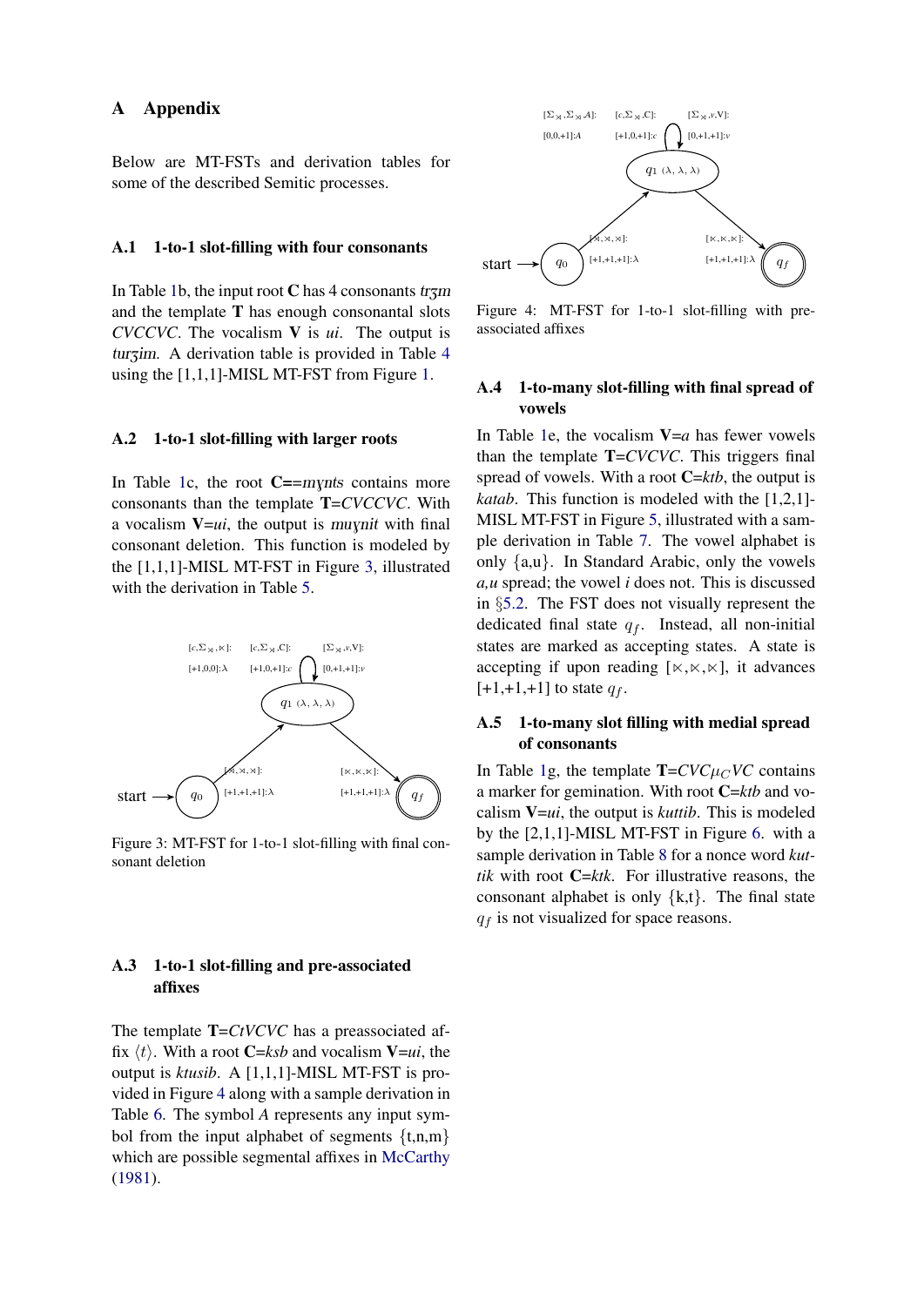# A Appendix

Below are MT-FSTs and derivation tables for some of the described Semitic processes.

## A.1 1-to-1 slot-filling with four consonants

In Table 1b, the input root **C** has 4 consonants *trʒm* and the template **T** has enough consonantal slots *CVCCVC*. The vocalism **V** is *ui*. The output is *turʒim*. A derivation table is provided in Table 4 using the [1,1,1]-MISL MT-FST from Figure 1.

## A.2 1-to-1 slot-filling with larger roots

In Table 1c, the root **C**==*mɣnts* contains more consonants than the template **T**=*CVCCVC*. With a vocalism **V**=*ui*, the output is *muɣnit* with final consonant deletion. This function is modeled by the [1,1,1]-MISL MT-FST in Figure 3, illustrated with the derivation in Table 5.

Figure 3: MT-FST for 1-to-1 slot-filling with final consonant deletion

## A.3 1-to-1 slot-filling and pre-associated affixes

The template **T**=*CtVCVC* has a preassociated affix ⟨*t*⟩. With a root **C**=*ksb* and vocalism **V**=*ui*, the output is *ktusib*. A [1,1,1]-MISL MT-FST is provided in Figure 4 along with a sample derivation in Table 6. The symbol *A* represents any input symbol from the input alphabet of segments {t,n,m} which are possible segmental affixes in McCarthy (1981).

Figure 4: MT-FST for 1-to-1 slot-filling with pre-associated affixes

## A.4 1-to-many slot-filling with final spread of vowels

In Table 1e, the vocalism **V**=*a* has fewer vowels than the template **T**=*CVCVC*. This triggers final spread of vowels. With a root **C**=*ktb*, the output is *katab*. This function is modeled with the [1,2,1]-MISL MT-FST in Figure 5, illustrated with a sample derivation in Table 7. The vowel alphabet is only {a,u}. In Standard Arabic, only the vowels *a,u* spread; the vowel *i* does not. This is discussed in §5.2. The FST does not visually represent the dedicated final state $q_f$. Instead, all non-initial states are marked as accepting states. A state is accepting if upon reading [⋉,⋉,⋉], it advances [+1,+1,+1] to state $q_f$.

## A.5 1-to-many slot filling with medial spread of consonants

In Table 1g, the template **T**=*CVC*$\mu_C$*VC* contains a marker for gemination. With root **C**=*ktb* and vocalism **V**=*ui*, the output is *kuttib*. This is modeled by the [2,1,1]-MISL MT-FST in Figure 6. with a sample derivation in Table 8 for a nonce word *kuttik* with root **C**=*ktk*. For illustrative reasons, the consonant alphabet is only {k,t}. The final state $q_f$ is not visualized for space reasons.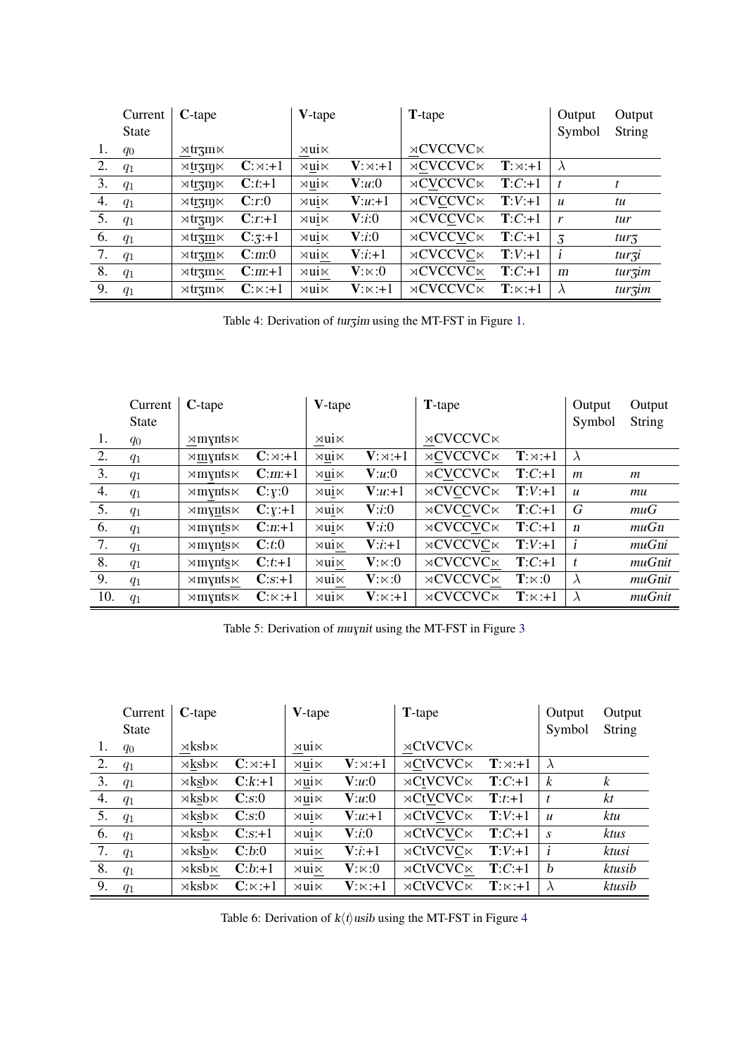| | Current State | C-tape | | V-tape | | T-tape | | Output Symbol | Output String |
|---|---|---|---|---|---|---|---|---|---|
| 1. | $q_0$ | ⋊trʒm⋉ | | ⋊ui⋉ | | ⋊CVCCVC⋉ | | | |
| 2. | $q_1$ | ⋊trʒm⋉ | C:⋊:+1 | ⋊ui⋉ | V:⋊:+1 | ⋊CVCCVC⋉ | T:⋊:+1 | λ | |
| 3. | $q_1$ | ⋊trʒm⋉ | C:*t*:+1 | ⋊ui⋉ | V:*u*:0 | ⋊CVCCVC⋉ | T:*C*:+1 | *t* | *t* |
| 4. | $q_1$ | ⋊trʒm⋉ | C:*r*:0 | ⋊ui⋉ | V:*u*:+1 | ⋊CVCCVC⋉ | T:*V*:+1 | *u* | *tu* |
| 5. | $q_1$ | ⋊trʒm⋉ | C:*r*:+1 | ⋊ui⋉ | V:*i*:0 | ⋊CVCCVC⋉ | T:*C*:+1 | *r* | *tur* |
| 6. | $q_1$ | ⋊trʒm⋉ | C:*ʒ*:+1 | ⋊ui⋉ | V:*i*:0 | ⋊CVCCVC⋉ | T:*C*:+1 | *ʒ* | *turʒ* |
| 7. | $q_1$ | ⋊trʒm⋉ | C:*m*:0 | ⋊ui⋉ | V:*i*:+1 | ⋊CVCCVC⋉ | T:*V*:+1 | *i* | *turʒi* |
| 8. | $q_1$ | ⋊trʒm⋉ | C:*m*:+1 | ⋊ui⋉ | V:⋉:0 | ⋊CVCCVC⋉ | T:*C*:+1 | *m* | *turʒim* |
| 9. | $q_1$ | ⋊trʒm⋉ | C:⋉:+1 | ⋊ui⋉ | V:⋉:+1 | ⋊CVCCVC⋉ | T:⋉:+1 | λ | *turʒim* |

Table 4: Derivation of *turʒim* using the MT-FST in Figure 1.

| | Current State | C-tape | | V-tape | | T-tape | | Output Symbol | Output String |
|---|---|---|---|---|---|---|---|---|---|
| 1. | $q_0$ | ⋊mɣnts⋉ | | ⋊ui⋉ | | ⋊CVCCVC⋉ | | | |
| 2. | $q_1$ | ⋊mɣnts⋉ | C:⋊:+1 | ⋊ui⋉ | V:⋊:+1 | ⋊CVCCVC⋉ | T:⋊:+1 | λ | |
| 3. | $q_1$ | ⋊mɣnts⋉ | C:*m*:+1 | ⋊ui⋉ | V:*u*:0 | ⋊CVCCVC⋉ | T:*C*:+1 | *m* | *m* |
| 4. | $q_1$ | ⋊mɣnts⋉ | C:*ɣ*:0 | ⋊ui⋉ | V:*u*:+1 | ⋊CVCCVC⋉ | T:*V*:+1 | *u* | *mu* |
| 5. | $q_1$ | ⋊mɣnts⋉ | C:*ɣ*:+1 | ⋊ui⋉ | V:*i*:0 | ⋊CVCCVC⋉ | T:*C*:+1 | *G* | *muG* |
| 6. | $q_1$ | ⋊mɣnts⋉ | C:*n*:+1 | ⋊ui⋉ | V:*i*:0 | ⋊CVCCVC⋉ | T:*C*:+1 | *n* | *muGn* |
| 7. | $q_1$ | ⋊mɣnts⋉ | C:*t*:0 | ⋊ui⋉ | V:*i*:+1 | ⋊CVCCVC⋉ | T:*V*:+1 | *i* | *muGni* |
| 8. | $q_1$ | ⋊mɣnts⋉ | C:*t*:+1 | ⋊ui⋉ | V:⋉:0 | ⋊CVCCVC⋉ | T:*C*:+1 | *t* | *muGnit* |
| 9. | $q_1$ | ⋊mɣnts⋉ | C:s:+1 | ⋊ui⋉ | V:⋉:0 | ⋊CVCCVC⋉ | T:⋉:0 | λ | *muGnit* |
| 10. | $q_1$ | ⋊mɣnts⋉ | C:⋉:+1 | ⋊ui⋉ | V:⋉:+1 | ⋊CVCCVC⋉ | T:⋉:+1 | λ | *muGnit* |

Table 5: Derivation of *muɣnit* using the MT-FST in Figure 3

| | Current State | C-tape | | V-tape | | T-tape | | Output Symbol | Output String |
|---|---|---|---|---|---|---|---|---|---|
| 1. | $q_0$ | ⋊ksb⋉ | | ⋊ui⋉ | | ⋊CtVCVC⋉ | | | |
| 2. | $q_1$ | ⋊ksb⋉ | C:⋊:+1 | ⋊ui⋉ | V:⋊:+1 | ⋊CtVCVC⋉ | T:⋊:+1 | λ | |
| 3. | $q_1$ | ⋊ksb⋉ | C:*k*:+1 | ⋊ui⋉ | V:*u*:0 | ⋊CtVCVC⋉ | T:*C*:+1 | *k* | *k* |
| 4. | $q_1$ | ⋊ksb⋉ | C:*s*:0 | ⋊ui⋉ | V:*u*:0 | ⋊CtVCVC⋉ | T:*t*:+1 | *t* | *kt* |
| 5. | $q_1$ | ⋊ksb⋉ | C:*s*:0 | ⋊ui⋉ | V:*u*:+1 | ⋊CtVCVC⋉ | T:*V*:+1 | *u* | *ktu* |
| 6. | $q_1$ | ⋊ksb⋉ | C:*s*:+1 | ⋊ui⋉ | V:*i*:0 | ⋊CtVCVC⋉ | T:*C*:+1 | *s* | *ktus* |
| 7. | $q_1$ | ⋊ksb⋉ | C:*b*:0 | ⋊ui⋉ | V:*i*:+1 | ⋊CtVCVC⋉ | T:*V*:+1 | *i* | *ktusi* |
| 8. | $q_1$ | ⋊ksb⋉ | C:*b*:+1 | ⋊ui⋉ | V:⋉:0 | ⋊CtVCVC⋉ | T:*C*:+1 | *b* | *ktusib* |
| 9. | $q_1$ | ⋊ksb⋉ | C:⋉:+1 | ⋊ui⋉ | V:⋉:+1 | ⋊CtVCVC⋉ | T:⋉:+1 | λ | *ktusib* |

Table 6: Derivation of *k⟨t⟩usib* using the MT-FST in Figure 4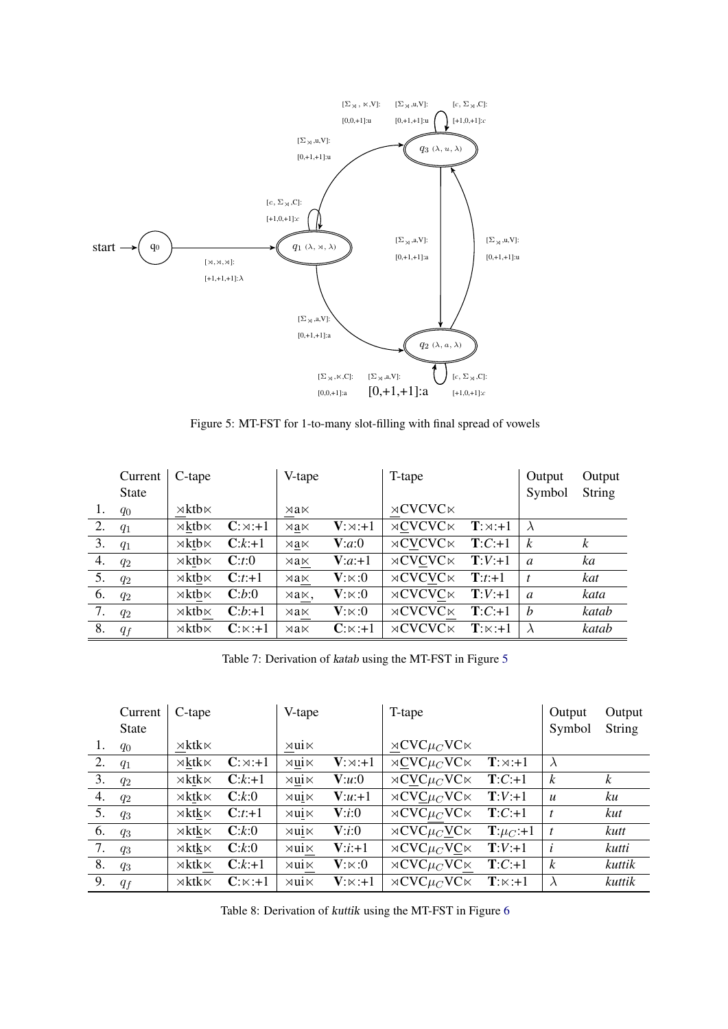Figure 5: MT-FST for 1-to-many slot-filling with final spread of vowels

| | Current State | C-tape | | V-tape | | T-tape | | Output Symbol | Output String |
|---|---|---|---|---|---|---|---|---|---|
| 1. | $q_0$ | ⋊ktb⋉ | | ⋊a⋉ | | ⋊CVCVC⋉ | | | |
| 2. | $q_1$ | ⋊ktb⋉ | **C**:⋊:+1 | ⋊a⋉ | **V**:⋊:+1 | ⋊CVCVC⋉ | **T**:⋊:+1 | $\lambda$ | |
| 3. | $q_1$ | ⋊ktb⋉ | **C**:*k*:+1 | ⋊a⋉ | **V**:*a*:0 | ⋊CVCVC⋉ | **T**:*C*:+1 | *k* | *k* |
| 4. | $q_2$ | ⋊ktb⋉ | **C**:*t*:0 | ⋊a⋉ | **V**:*a*:+1 | ⋊CVCVC⋉ | **T**:*V*:+1 | *a* | *ka* |
| 5. | $q_2$ | ⋊ktb⋉ | **C**:*t*:+1 | ⋊a⋉ | **V**:⋉:0 | ⋊CVCVC⋉ | **T**:*t*:+1 | *t* | *kat* |
| 6. | $q_2$ | ⋊ktb⋉ | **C**:*b*:0 | ⋊a⋉, | **V**:⋉:0 | ⋊CVCVC⋉ | **T**:*V*:+1 | *a* | *kata* |
| 7. | $q_2$ | ⋊ktb⋉ | **C**:*b*:+1 | ⋊a⋉ | **V**:⋉:0 | ⋊CVCVC⋉ | **T**:*C*:+1 | *b* | *katab* |
| 8. | $q_f$ | ⋊ktb⋉ | **C**:⋉:+1 | ⋊a⋉ | **C**:⋉:+1 | ⋊CVCVC⋉ | **T**:⋉:+1 | $\lambda$ | *katab* |

Table 7: Derivation of *katab* using the MT-FST in Figure 5

| | Current State | C-tape | | V-tape | | T-tape | | Output Symbol | Output String |
|---|---|---|---|---|---|---|---|---|---|
| 1. | $q_0$ | ⋊ktk⋉ | | ⋊ui⋉ | | ⋊CVC$\mu_C$VC⋉ | | | |
| 2. | $q_1$ | ⋊ktk⋉ | **C**:⋊:+1 | ⋊ui⋉ | **V**:⋊:+1 | ⋊CVC$\mu_C$VC⋉ | **T**:⋊:+1 | $\lambda$ | |
| 3. | $q_2$ | ⋊ktk⋉ | **C**:*k*:+1 | ⋊ui⋉ | **V**:*u*:0 | ⋊CVC$\mu_C$VC⋉ | **T**:*C*:+1 | *k* | *k* |
| 4. | $q_2$ | ⋊ktk⋉ | **C**:*k*:0 | ⋊ui⋉ | **V**:*u*:+1 | ⋊CVC$\mu_C$VC⋉ | **T**:*V*:+1 | *u* | *ku* |
| 5. | $q_3$ | ⋊ktk⋉ | **C**:*t*:+1 | ⋊ui⋉ | **V**:*i*:0 | ⋊CVC$\mu_C$VC⋉ | **T**:*C*:+1 | *t* | *kut* |
| 6. | $q_3$ | ⋊ktk⋉ | **C**:*k*:0 | ⋊ui⋉ | **V**:*i*:0 | ⋊CVC$\mu_C$VC⋉ | **T**:$\mu_C$:+1 | *t* | *kutt* |
| 7. | $q_3$ | ⋊ktk⋉ | **C**:*k*:0 | ⋊ui⋉ | **V**:*i*:+1 | ⋊CVC$\mu_C$VC⋉ | **T**:*V*:+1 | *i* | *kutti* |
| 8. | $q_3$ | ⋊ktk⋉ | **C**:*k*:+1 | ⋊ui⋉ | **V**:⋉:0 | ⋊CVC$\mu_C$VC⋉ | **T**:*C*:+1 | *k* | *kuttik* |
| 9. | $q_f$ | ⋊ktk⋉ | **C**:⋉:+1 | ⋊ui⋉ | **V**:⋉:+1 | ⋊CVC$\mu_C$VC⋉ | **T**:⋉:+1 | $\lambda$ | *kuttik* |

Table 8: Derivation of *kuttik* using the MT-FST in Figure 6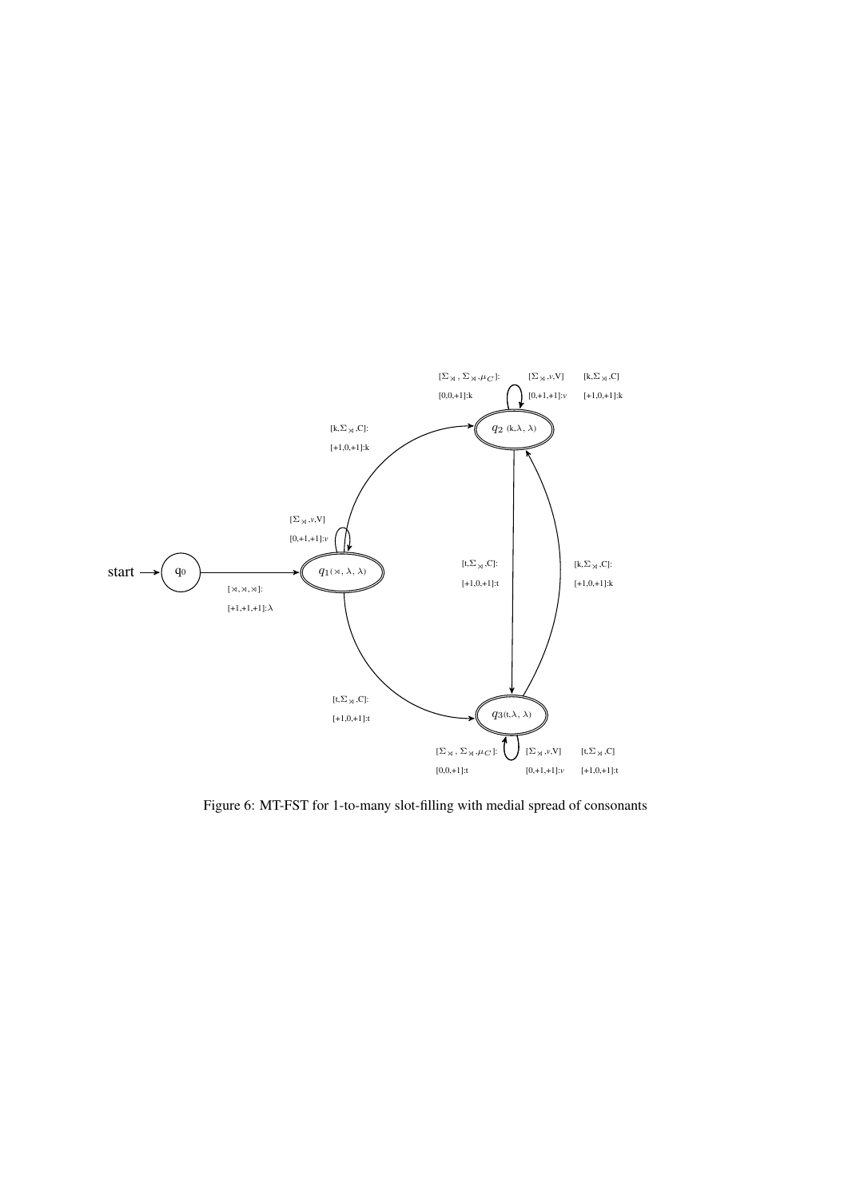start

q0

$q_1$(⋊, λ, λ)

$q_2$ (k,λ, λ)

$q_3$(t,λ, λ)

[⋊,⋊,⋊]:

[+1,+1,+1]:λ

[$\Sigma_{\rtimes}$,$v$,V]

[0,+1,+1]:$v$

[k,$\Sigma_{\rtimes}$,C]:

[+1,0,+1]:k

[t,$\Sigma_{\rtimes}$,C]:

[+1,0,+1]:t

[$\Sigma_{\rtimes}$, $\Sigma_{\rtimes}$,$\mu_C$]:

[0,0,+1]:k

[$\Sigma_{\rtimes}$,$v$,V]

[0,+1,+1]:$v$

[k,$\Sigma_{\rtimes}$,C]

[+1,0,+1]:k

[t,$\Sigma_{\rtimes}$,C]:

[+1,0,+1]:t

[k,$\Sigma_{\rtimes}$,C]:

[+1,0,+1]:k

[$\Sigma_{\rtimes}$, $\Sigma_{\rtimes}$,$\mu_C$]:

[0,0,+1]:t

[$\Sigma_{\rtimes}$,$v$,V]

[0,+1,+1]:$v$

[t,$\Sigma_{\rtimes}$,C]

[+1,0,+1]:t

Figure 6: MT-FST for 1-to-many slot-filling with medial spread of consonants